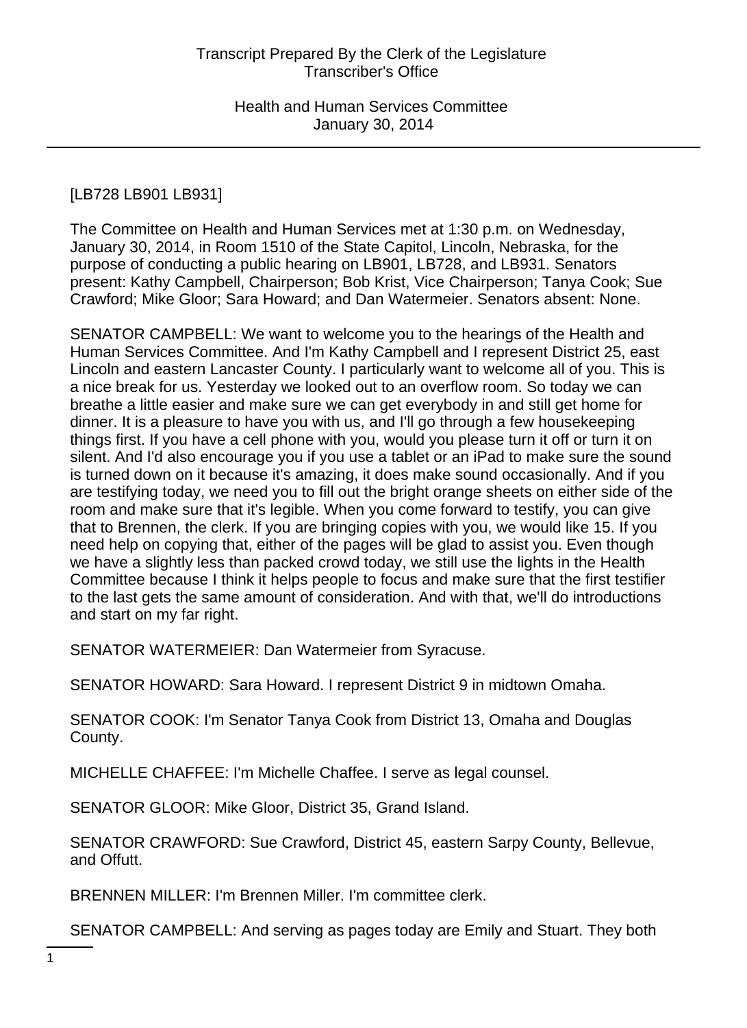[LB728 LB901 LB931]

The Committee on Health and Human Services met at 1:30 p.m. on Wednesday, January 30, 2014, in Room 1510 of the State Capitol, Lincoln, Nebraska, for the purpose of conducting a public hearing on LB901, LB728, and LB931. Senators present: Kathy Campbell, Chairperson; Bob Krist, Vice Chairperson; Tanya Cook; Sue Crawford; Mike Gloor; Sara Howard; and Dan Watermeier. Senators absent: None.

SENATOR CAMPBELL: We want to welcome you to the hearings of the Health and Human Services Committee. And I'm Kathy Campbell and I represent District 25, east Lincoln and eastern Lancaster County. I particularly want to welcome all of you. This is a nice break for us. Yesterday we looked out to an overflow room. So today we can breathe a little easier and make sure we can get everybody in and still get home for dinner. It is a pleasure to have you with us, and I'll go through a few housekeeping things first. If you have a cell phone with you, would you please turn it off or turn it on silent. And I'd also encourage you if you use a tablet or an iPad to make sure the sound is turned down on it because it's amazing, it does make sound occasionally. And if you are testifying today, we need you to fill out the bright orange sheets on either side of the room and make sure that it's legible. When you come forward to testify, you can give that to Brennen, the clerk. If you are bringing copies with you, we would like 15. If you need help on copying that, either of the pages will be glad to assist you. Even though we have a slightly less than packed crowd today, we still use the lights in the Health Committee because I think it helps people to focus and make sure that the first testifier to the last gets the same amount of consideration. And with that, we'll do introductions and start on my far right.

SENATOR WATERMEIER: Dan Watermeier from Syracuse.

SENATOR HOWARD: Sara Howard. I represent District 9 in midtown Omaha.

SENATOR COOK: I'm Senator Tanya Cook from District 13, Omaha and Douglas County.

MICHELLE CHAFFEE: I'm Michelle Chaffee. I serve as legal counsel.

SENATOR GLOOR: Mike Gloor, District 35, Grand Island.

SENATOR CRAWFORD: Sue Crawford, District 45, eastern Sarpy County, Bellevue, and Offutt.

BRENNEN MILLER: I'm Brennen Miller. I'm committee clerk.

SENATOR CAMPBELL: And serving as pages today are Emily and Stuart. They both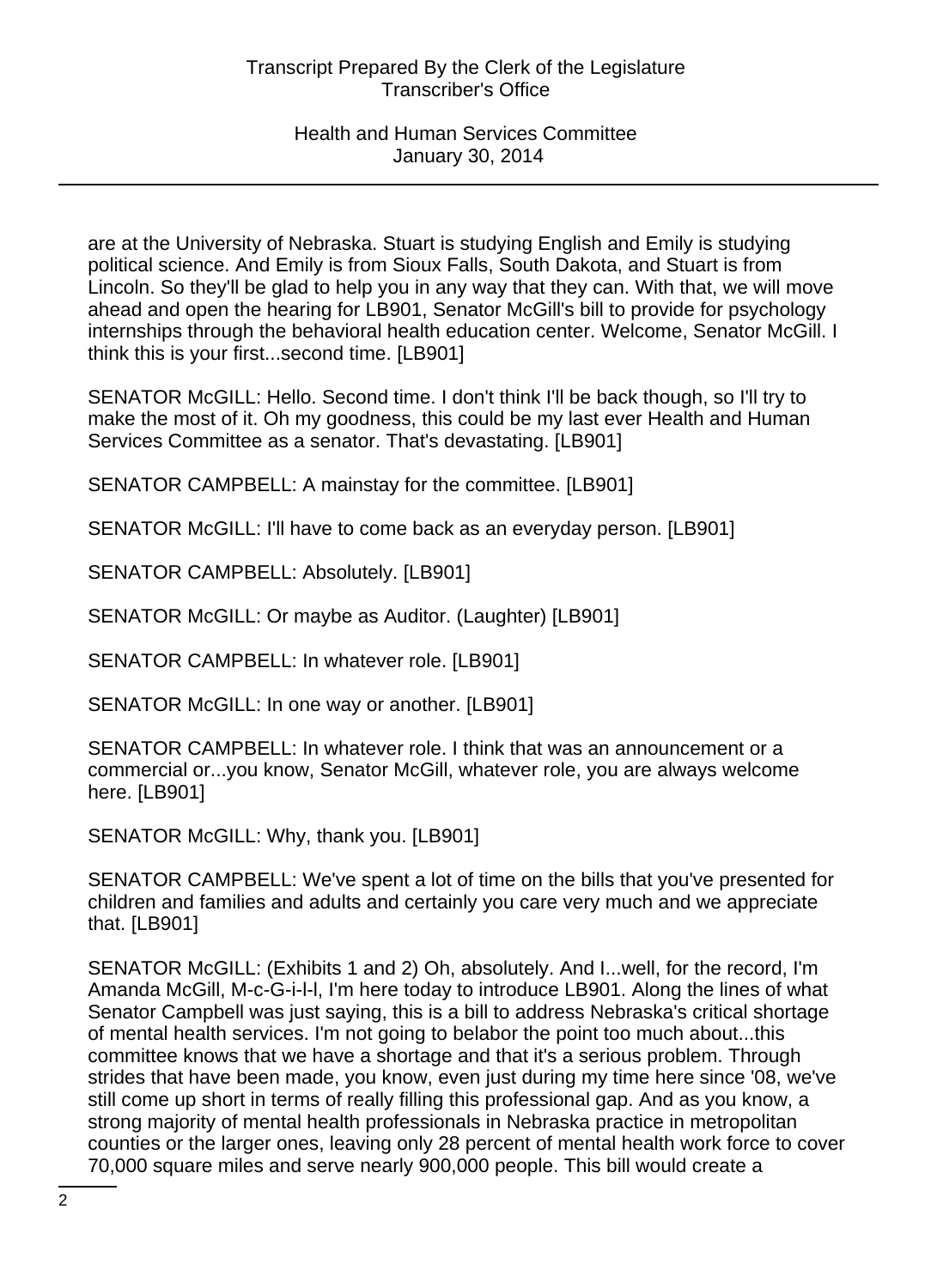are at the University of Nebraska. Stuart is studying English and Emily is studying political science. And Emily is from Sioux Falls, South Dakota, and Stuart is from Lincoln. So they'll be glad to help you in any way that they can. With that, we will move ahead and open the hearing for LB901, Senator McGill's bill to provide for psychology internships through the behavioral health education center. Welcome, Senator McGill. I think this is your first...second time. [LB901]

SENATOR McGILL: Hello. Second time. I don't think I'll be back though, so I'll try to make the most of it. Oh my goodness, this could be my last ever Health and Human Services Committee as a senator. That's devastating. [LB901]

SENATOR CAMPBELL: A mainstay for the committee. [LB901]

SENATOR McGILL: I'll have to come back as an everyday person. [LB901]

SENATOR CAMPBELL: Absolutely. [LB901]

SENATOR McGILL: Or maybe as Auditor. (Laughter) [LB901]

SENATOR CAMPBELL: In whatever role. [LB901]

SENATOR McGILL: In one way or another. [LB901]

SENATOR CAMPBELL: In whatever role. I think that was an announcement or a commercial or...you know, Senator McGill, whatever role, you are always welcome here. [LB901]

SENATOR McGILL: Why, thank you. [LB901]

SENATOR CAMPBELL: We've spent a lot of time on the bills that you've presented for children and families and adults and certainly you care very much and we appreciate that. [LB901]

SENATOR McGILL: (Exhibits 1 and 2) Oh, absolutely. And I...well, for the record, I'm Amanda McGill, M-c-G-i-l-l, I'm here today to introduce LB901. Along the lines of what Senator Campbell was just saying, this is a bill to address Nebraska's critical shortage of mental health services. I'm not going to belabor the point too much about...this committee knows that we have a shortage and that it's a serious problem. Through strides that have been made, you know, even just during my time here since '08, we've still come up short in terms of really filling this professional gap. And as you know, a strong majority of mental health professionals in Nebraska practice in metropolitan counties or the larger ones, leaving only 28 percent of mental health work force to cover 70,000 square miles and serve nearly 900,000 people. This bill would create a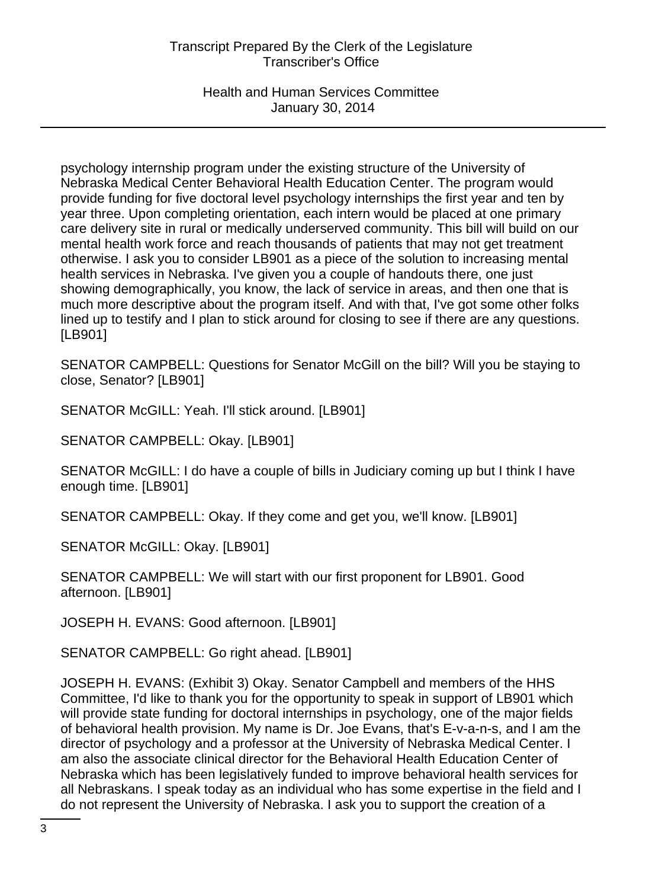psychology internship program under the existing structure of the University of Nebraska Medical Center Behavioral Health Education Center. The program would provide funding for five doctoral level psychology internships the first year and ten by year three. Upon completing orientation, each intern would be placed at one primary care delivery site in rural or medically underserved community. This bill will build on our mental health work force and reach thousands of patients that may not get treatment otherwise. I ask you to consider LB901 as a piece of the solution to increasing mental health services in Nebraska. I've given you a couple of handouts there, one just showing demographically, you know, the lack of service in areas, and then one that is much more descriptive about the program itself. And with that, I've got some other folks lined up to testify and I plan to stick around for closing to see if there are any questions. [LB901]

SENATOR CAMPBELL: Questions for Senator McGill on the bill? Will you be staying to close, Senator? [LB901]

SENATOR McGILL: Yeah. I'll stick around. [LB901]

SENATOR CAMPBELL: Okay. [LB901]

SENATOR McGILL: I do have a couple of bills in Judiciary coming up but I think I have enough time. [LB901]

SENATOR CAMPBELL: Okay. If they come and get you, we'll know. [LB901]

SENATOR McGILL: Okay. [LB901]

SENATOR CAMPBELL: We will start with our first proponent for LB901. Good afternoon. [LB901]

JOSEPH H. EVANS: Good afternoon. [LB901]

SENATOR CAMPBELL: Go right ahead. [LB901]

JOSEPH H. EVANS: (Exhibit 3) Okay. Senator Campbell and members of the HHS Committee, I'd like to thank you for the opportunity to speak in support of LB901 which will provide state funding for doctoral internships in psychology, one of the major fields of behavioral health provision. My name is Dr. Joe Evans, that's E-v-a-n-s, and I am the director of psychology and a professor at the University of Nebraska Medical Center. I am also the associate clinical director for the Behavioral Health Education Center of Nebraska which has been legislatively funded to improve behavioral health services for all Nebraskans. I speak today as an individual who has some expertise in the field and I do not represent the University of Nebraska. I ask you to support the creation of a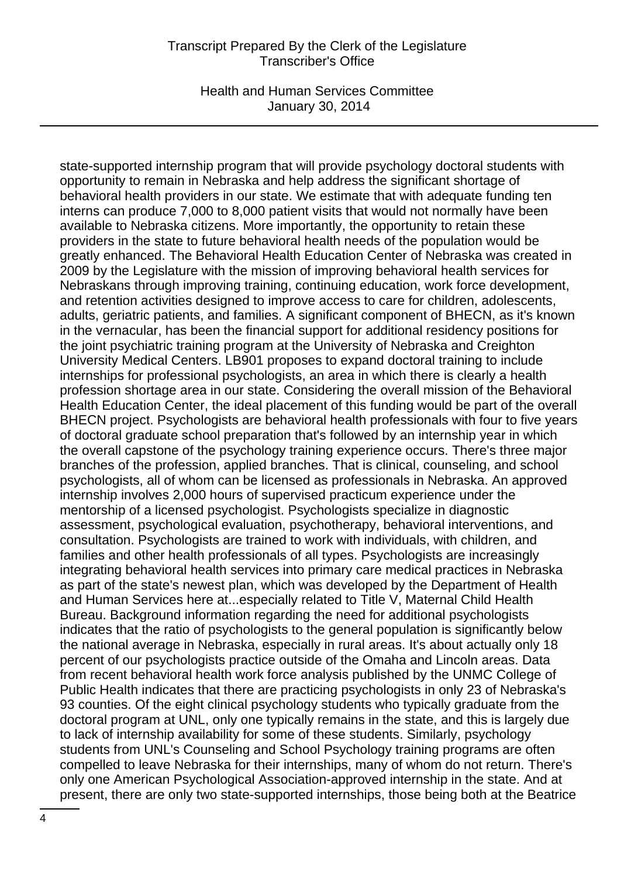state-supported internship program that will provide psychology doctoral students with opportunity to remain in Nebraska and help address the significant shortage of behavioral health providers in our state. We estimate that with adequate funding ten interns can produce 7,000 to 8,000 patient visits that would not normally have been available to Nebraska citizens. More importantly, the opportunity to retain these providers in the state to future behavioral health needs of the population would be greatly enhanced. The Behavioral Health Education Center of Nebraska was created in 2009 by the Legislature with the mission of improving behavioral health services for Nebraskans through improving training, continuing education, work force development, and retention activities designed to improve access to care for children, adolescents, adults, geriatric patients, and families. A significant component of BHECN, as it's known in the vernacular, has been the financial support for additional residency positions for the joint psychiatric training program at the University of Nebraska and Creighton University Medical Centers. LB901 proposes to expand doctoral training to include internships for professional psychologists, an area in which there is clearly a health profession shortage area in our state. Considering the overall mission of the Behavioral Health Education Center, the ideal placement of this funding would be part of the overall BHECN project. Psychologists are behavioral health professionals with four to five years of doctoral graduate school preparation that's followed by an internship year in which the overall capstone of the psychology training experience occurs. There's three major branches of the profession, applied branches. That is clinical, counseling, and school psychologists, all of whom can be licensed as professionals in Nebraska. An approved internship involves 2,000 hours of supervised practicum experience under the mentorship of a licensed psychologist. Psychologists specialize in diagnostic assessment, psychological evaluation, psychotherapy, behavioral interventions, and consultation. Psychologists are trained to work with individuals, with children, and families and other health professionals of all types. Psychologists are increasingly integrating behavioral health services into primary care medical practices in Nebraska as part of the state's newest plan, which was developed by the Department of Health and Human Services here at...especially related to Title V, Maternal Child Health Bureau. Background information regarding the need for additional psychologists indicates that the ratio of psychologists to the general population is significantly below the national average in Nebraska, especially in rural areas. It's about actually only 18 percent of our psychologists practice outside of the Omaha and Lincoln areas. Data from recent behavioral health work force analysis published by the UNMC College of Public Health indicates that there are practicing psychologists in only 23 of Nebraska's 93 counties. Of the eight clinical psychology students who typically graduate from the doctoral program at UNL, only one typically remains in the state, and this is largely due to lack of internship availability for some of these students. Similarly, psychology students from UNL's Counseling and School Psychology training programs are often compelled to leave Nebraska for their internships, many of whom do not return. There's only one American Psychological Association-approved internship in the state. And at present, there are only two state-supported internships, those being both at the Beatrice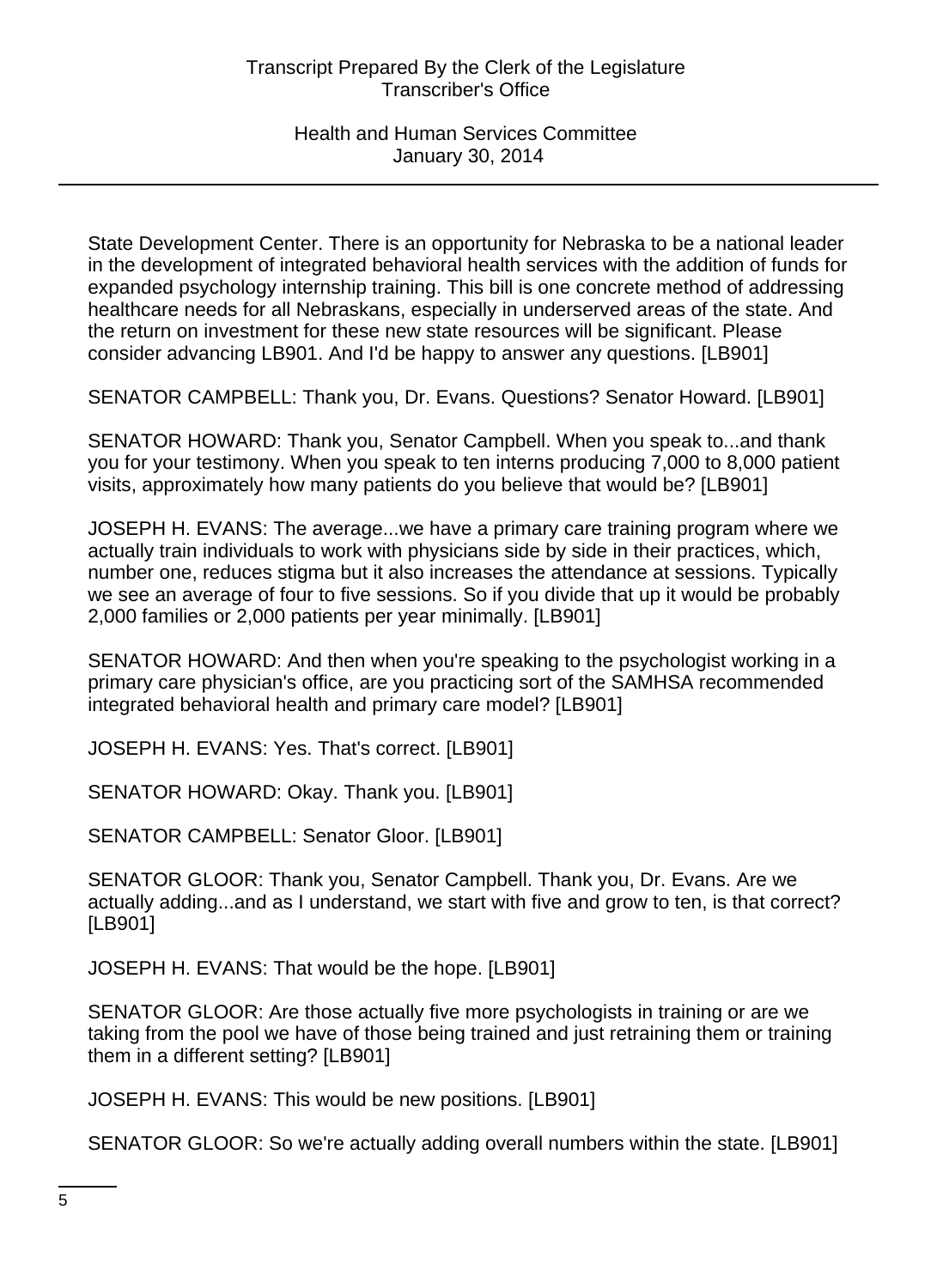State Development Center. There is an opportunity for Nebraska to be a national leader in the development of integrated behavioral health services with the addition of funds for expanded psychology internship training. This bill is one concrete method of addressing healthcare needs for all Nebraskans, especially in underserved areas of the state. And the return on investment for these new state resources will be significant. Please consider advancing LB901. And I'd be happy to answer any questions. [LB901]

SENATOR CAMPBELL: Thank you, Dr. Evans. Questions? Senator Howard. [LB901]

SENATOR HOWARD: Thank you, Senator Campbell. When you speak to...and thank you for your testimony. When you speak to ten interns producing 7,000 to 8,000 patient visits, approximately how many patients do you believe that would be? [LB901]

JOSEPH H. EVANS: The average...we have a primary care training program where we actually train individuals to work with physicians side by side in their practices, which, number one, reduces stigma but it also increases the attendance at sessions. Typically we see an average of four to five sessions. So if you divide that up it would be probably 2,000 families or 2,000 patients per year minimally. [LB901]

SENATOR HOWARD: And then when you're speaking to the psychologist working in a primary care physician's office, are you practicing sort of the SAMHSA recommended integrated behavioral health and primary care model? [LB901]

JOSEPH H. EVANS: Yes. That's correct. [LB901]

SENATOR HOWARD: Okay. Thank you. [LB901]

SENATOR CAMPBELL: Senator Gloor. [LB901]

SENATOR GLOOR: Thank you, Senator Campbell. Thank you, Dr. Evans. Are we actually adding...and as I understand, we start with five and grow to ten, is that correct? [LB901]

JOSEPH H. EVANS: That would be the hope. [LB901]

SENATOR GLOOR: Are those actually five more psychologists in training or are we taking from the pool we have of those being trained and just retraining them or training them in a different setting? [LB901]

JOSEPH H. EVANS: This would be new positions. [LB901]

SENATOR GLOOR: So we're actually adding overall numbers within the state. [LB901]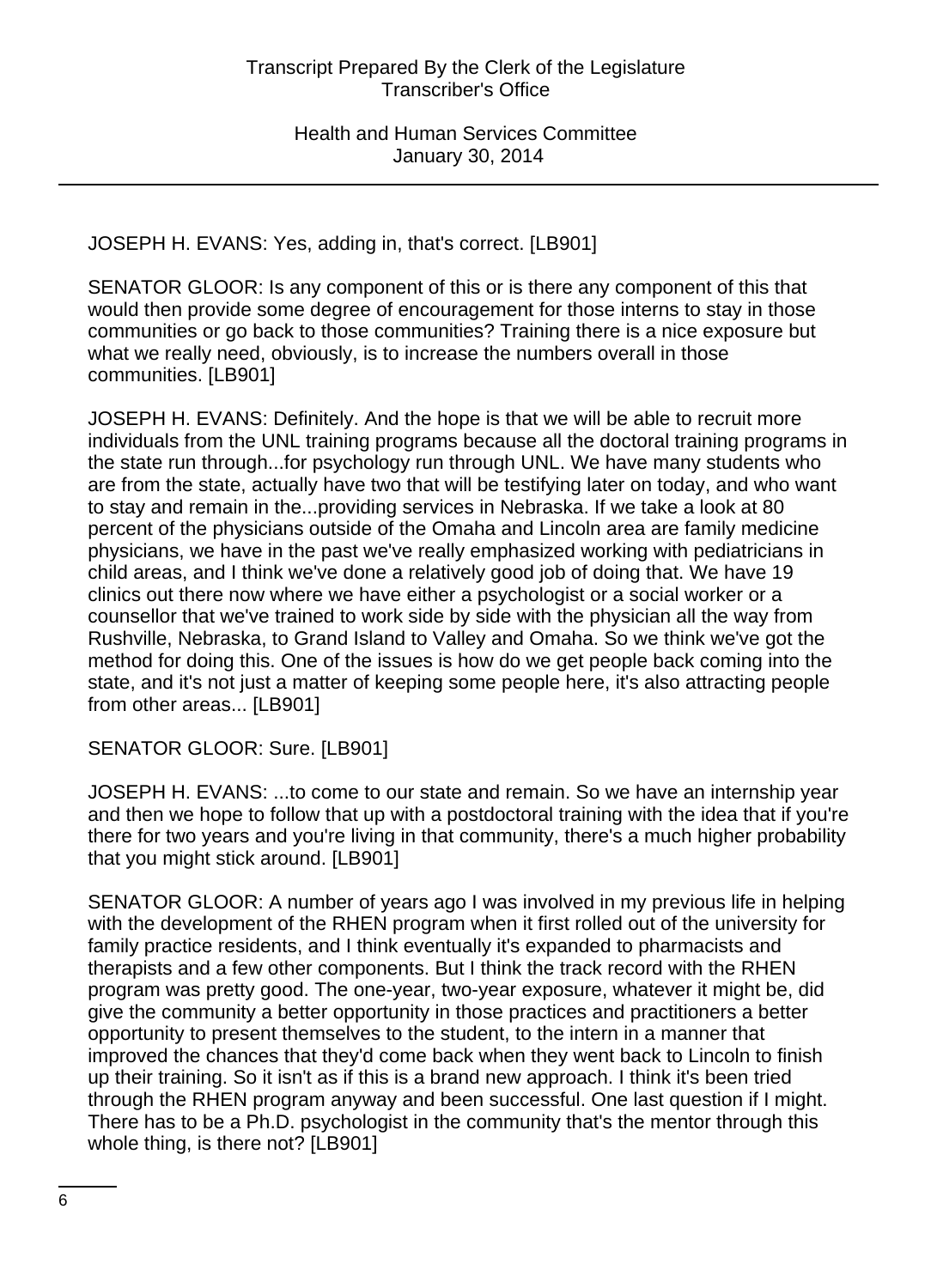JOSEPH H. EVANS: Yes, adding in, that's correct. [LB901]

SENATOR GLOOR: Is any component of this or is there any component of this that would then provide some degree of encouragement for those interns to stay in those communities or go back to those communities? Training there is a nice exposure but what we really need, obviously, is to increase the numbers overall in those communities. [LB901]

JOSEPH H. EVANS: Definitely. And the hope is that we will be able to recruit more individuals from the UNL training programs because all the doctoral training programs in the state run through...for psychology run through UNL. We have many students who are from the state, actually have two that will be testifying later on today, and who want to stay and remain in the...providing services in Nebraska. If we take a look at 80 percent of the physicians outside of the Omaha and Lincoln area are family medicine physicians, we have in the past we've really emphasized working with pediatricians in child areas, and I think we've done a relatively good job of doing that. We have 19 clinics out there now where we have either a psychologist or a social worker or a counsellor that we've trained to work side by side with the physician all the way from Rushville, Nebraska, to Grand Island to Valley and Omaha. So we think we've got the method for doing this. One of the issues is how do we get people back coming into the state, and it's not just a matter of keeping some people here, it's also attracting people from other areas... [LB901]

SENATOR GLOOR: Sure. [LB901]

JOSEPH H. EVANS: ...to come to our state and remain. So we have an internship year and then we hope to follow that up with a postdoctoral training with the idea that if you're there for two years and you're living in that community, there's a much higher probability that you might stick around. [LB901]

SENATOR GLOOR: A number of years ago I was involved in my previous life in helping with the development of the RHEN program when it first rolled out of the university for family practice residents, and I think eventually it's expanded to pharmacists and therapists and a few other components. But I think the track record with the RHEN program was pretty good. The one-year, two-year exposure, whatever it might be, did give the community a better opportunity in those practices and practitioners a better opportunity to present themselves to the student, to the intern in a manner that improved the chances that they'd come back when they went back to Lincoln to finish up their training. So it isn't as if this is a brand new approach. I think it's been tried through the RHEN program anyway and been successful. One last question if I might. There has to be a Ph.D. psychologist in the community that's the mentor through this whole thing, is there not? [LB901]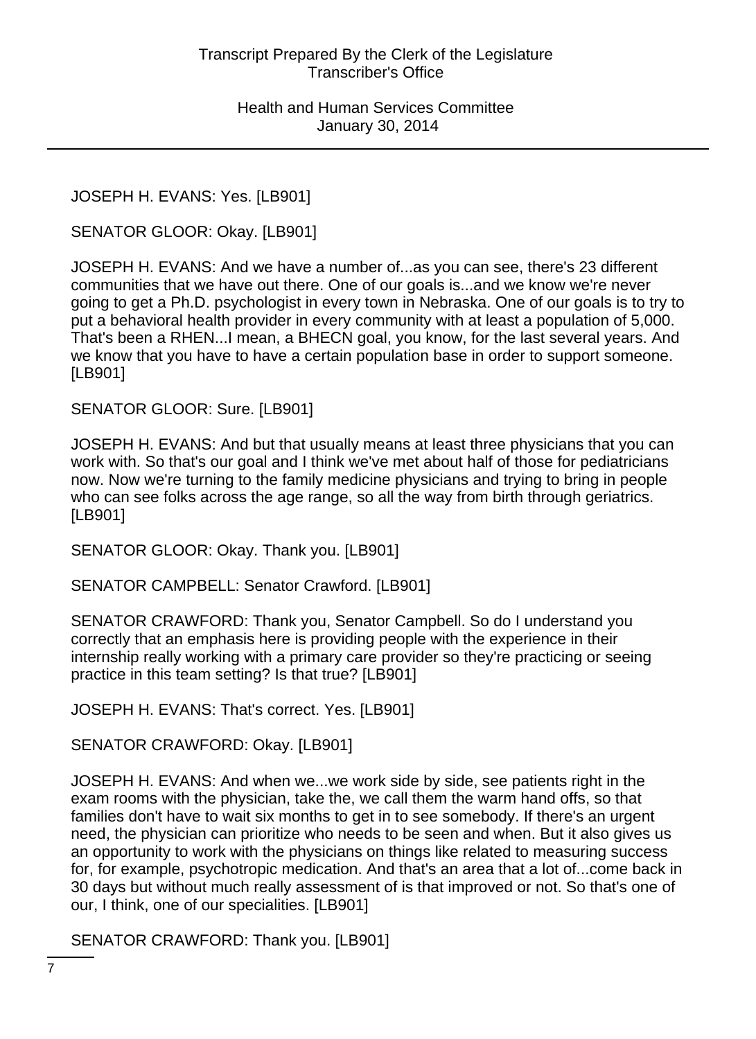JOSEPH H. EVANS: Yes. [LB901]

SENATOR GLOOR: Okay. [LB901]

JOSEPH H. EVANS: And we have a number of...as you can see, there's 23 different communities that we have out there. One of our goals is...and we know we're never going to get a Ph.D. psychologist in every town in Nebraska. One of our goals is to try to put a behavioral health provider in every community with at least a population of 5,000. That's been a RHEN...I mean, a BHECN goal, you know, for the last several years. And we know that you have to have a certain population base in order to support someone. [LB901]

SENATOR GLOOR: Sure. [LB901]

JOSEPH H. EVANS: And but that usually means at least three physicians that you can work with. So that's our goal and I think we've met about half of those for pediatricians now. Now we're turning to the family medicine physicians and trying to bring in people who can see folks across the age range, so all the way from birth through geriatrics. [LB901]

SENATOR GLOOR: Okay. Thank you. [LB901]

SENATOR CAMPBELL: Senator Crawford. [LB901]

SENATOR CRAWFORD: Thank you, Senator Campbell. So do I understand you correctly that an emphasis here is providing people with the experience in their internship really working with a primary care provider so they're practicing or seeing practice in this team setting? Is that true? [LB901]

JOSEPH H. EVANS: That's correct. Yes. [LB901]

SENATOR CRAWFORD: Okay. [LB901]

JOSEPH H. EVANS: And when we...we work side by side, see patients right in the exam rooms with the physician, take the, we call them the warm hand offs, so that families don't have to wait six months to get in to see somebody. If there's an urgent need, the physician can prioritize who needs to be seen and when. But it also gives us an opportunity to work with the physicians on things like related to measuring success for, for example, psychotropic medication. And that's an area that a lot of...come back in 30 days but without much really assessment of is that improved or not. So that's one of our, I think, one of our specialities. [LB901]

SENATOR CRAWFORD: Thank you. [LB901]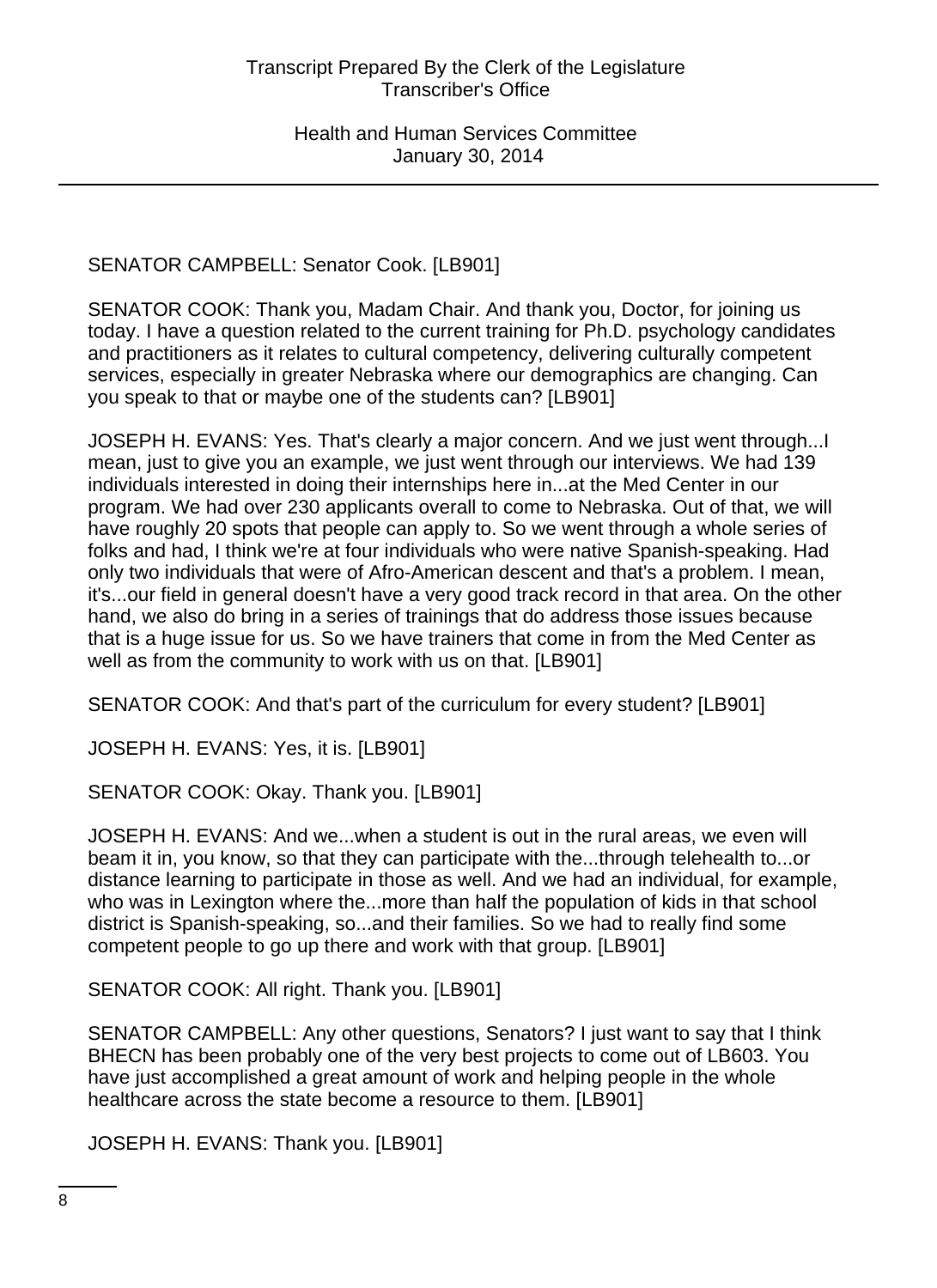SENATOR CAMPBELL: Senator Cook. [LB901]

SENATOR COOK: Thank you, Madam Chair. And thank you, Doctor, for joining us today. I have a question related to the current training for Ph.D. psychology candidates and practitioners as it relates to cultural competency, delivering culturally competent services, especially in greater Nebraska where our demographics are changing. Can you speak to that or maybe one of the students can? [LB901]

JOSEPH H. EVANS: Yes. That's clearly a major concern. And we just went through...I mean, just to give you an example, we just went through our interviews. We had 139 individuals interested in doing their internships here in...at the Med Center in our program. We had over 230 applicants overall to come to Nebraska. Out of that, we will have roughly 20 spots that people can apply to. So we went through a whole series of folks and had, I think we're at four individuals who were native Spanish-speaking. Had only two individuals that were of Afro-American descent and that's a problem. I mean, it's...our field in general doesn't have a very good track record in that area. On the other hand, we also do bring in a series of trainings that do address those issues because that is a huge issue for us. So we have trainers that come in from the Med Center as well as from the community to work with us on that. [LB901]

SENATOR COOK: And that's part of the curriculum for every student? [LB901]

JOSEPH H. EVANS: Yes, it is. [LB901]

SENATOR COOK: Okay. Thank you. [LB901]

JOSEPH H. EVANS: And we...when a student is out in the rural areas, we even will beam it in, you know, so that they can participate with the...through telehealth to...or distance learning to participate in those as well. And we had an individual, for example, who was in Lexington where the...more than half the population of kids in that school district is Spanish-speaking, so...and their families. So we had to really find some competent people to go up there and work with that group. [LB901]

SENATOR COOK: All right. Thank you. [LB901]

SENATOR CAMPBELL: Any other questions, Senators? I just want to say that I think BHECN has been probably one of the very best projects to come out of LB603. You have just accomplished a great amount of work and helping people in the whole healthcare across the state become a resource to them. [LB901]

JOSEPH H. EVANS: Thank you. [LB901]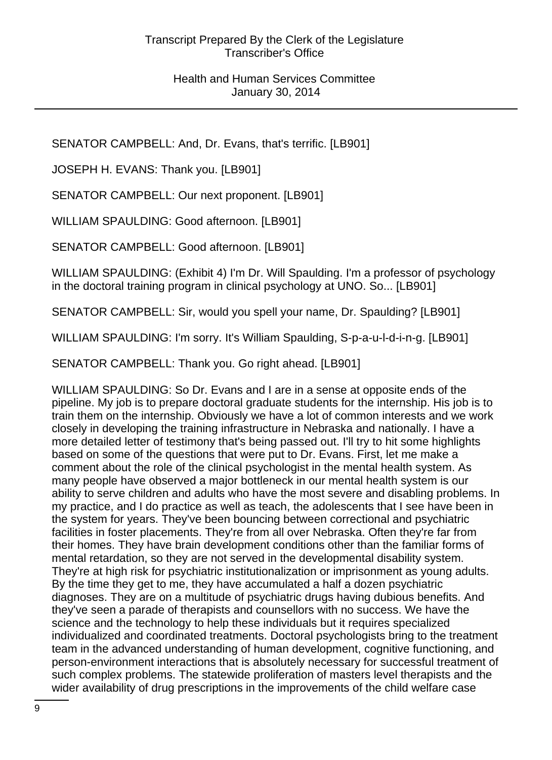SENATOR CAMPBELL: And, Dr. Evans, that's terrific. [LB901]

JOSEPH H. EVANS: Thank you. [LB901]

SENATOR CAMPBELL: Our next proponent. [LB901]

WILLIAM SPAULDING: Good afternoon. [LB901]

SENATOR CAMPBELL: Good afternoon. [LB901]

WILLIAM SPAULDING: (Exhibit 4) I'm Dr. Will Spaulding. I'm a professor of psychology in the doctoral training program in clinical psychology at UNO. So... [LB901]

SENATOR CAMPBELL: Sir, would you spell your name, Dr. Spaulding? [LB901]

WILLIAM SPAULDING: I'm sorry. It's William Spaulding, S-p-a-u-l-d-i-n-g. [LB901]

SENATOR CAMPBELL: Thank you. Go right ahead. [LB901]

WILLIAM SPAULDING: So Dr. Evans and I are in a sense at opposite ends of the pipeline. My job is to prepare doctoral graduate students for the internship. His job is to train them on the internship. Obviously we have a lot of common interests and we work closely in developing the training infrastructure in Nebraska and nationally. I have a more detailed letter of testimony that's being passed out. I'll try to hit some highlights based on some of the questions that were put to Dr. Evans. First, let me make a comment about the role of the clinical psychologist in the mental health system. As many people have observed a major bottleneck in our mental health system is our ability to serve children and adults who have the most severe and disabling problems. In my practice, and I do practice as well as teach, the adolescents that I see have been in the system for years. They've been bouncing between correctional and psychiatric facilities in foster placements. They're from all over Nebraska. Often they're far from their homes. They have brain development conditions other than the familiar forms of mental retardation, so they are not served in the developmental disability system. They're at high risk for psychiatric institutionalization or imprisonment as young adults. By the time they get to me, they have accumulated a half a dozen psychiatric diagnoses. They are on a multitude of psychiatric drugs having dubious benefits. And they've seen a parade of therapists and counsellors with no success. We have the science and the technology to help these individuals but it requires specialized individualized and coordinated treatments. Doctoral psychologists bring to the treatment team in the advanced understanding of human development, cognitive functioning, and person-environment interactions that is absolutely necessary for successful treatment of such complex problems. The statewide proliferation of masters level therapists and the wider availability of drug prescriptions in the improvements of the child welfare case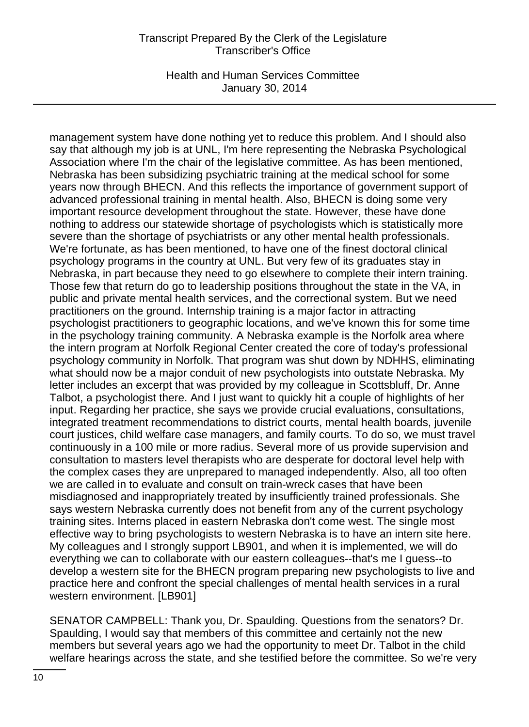management system have done nothing yet to reduce this problem. And I should also say that although my job is at UNL, I'm here representing the Nebraska Psychological Association where I'm the chair of the legislative committee. As has been mentioned, Nebraska has been subsidizing psychiatric training at the medical school for some years now through BHECN. And this reflects the importance of government support of advanced professional training in mental health. Also, BHECN is doing some very important resource development throughout the state. However, these have done nothing to address our statewide shortage of psychologists which is statistically more severe than the shortage of psychiatrists or any other mental health professionals. We're fortunate, as has been mentioned, to have one of the finest doctoral clinical psychology programs in the country at UNL. But very few of its graduates stay in Nebraska, in part because they need to go elsewhere to complete their intern training. Those few that return do go to leadership positions throughout the state in the VA, in public and private mental health services, and the correctional system. But we need practitioners on the ground. Internship training is a major factor in attracting psychologist practitioners to geographic locations, and we've known this for some time in the psychology training community. A Nebraska example is the Norfolk area where the intern program at Norfolk Regional Center created the core of today's professional psychology community in Norfolk. That program was shut down by NDHHS, eliminating what should now be a major conduit of new psychologists into outstate Nebraska. My letter includes an excerpt that was provided by my colleague in Scottsbluff, Dr. Anne Talbot, a psychologist there. And I just want to quickly hit a couple of highlights of her input. Regarding her practice, she says we provide crucial evaluations, consultations, integrated treatment recommendations to district courts, mental health boards, juvenile court justices, child welfare case managers, and family courts. To do so, we must travel continuously in a 100 mile or more radius. Several more of us provide supervision and consultation to masters level therapists who are desperate for doctoral level help with the complex cases they are unprepared to managed independently. Also, all too often we are called in to evaluate and consult on train-wreck cases that have been misdiagnosed and inappropriately treated by insufficiently trained professionals. She says western Nebraska currently does not benefit from any of the current psychology training sites. Interns placed in eastern Nebraska don't come west. The single most effective way to bring psychologists to western Nebraska is to have an intern site here. My colleagues and I strongly support LB901, and when it is implemented, we will do everything we can to collaborate with our eastern colleagues--that's me I guess--to develop a western site for the BHECN program preparing new psychologists to live and practice here and confront the special challenges of mental health services in a rural western environment. [LB901]

SENATOR CAMPBELL: Thank you, Dr. Spaulding. Questions from the senators? Dr. Spaulding, I would say that members of this committee and certainly not the new members but several years ago we had the opportunity to meet Dr. Talbot in the child welfare hearings across the state, and she testified before the committee. So we're very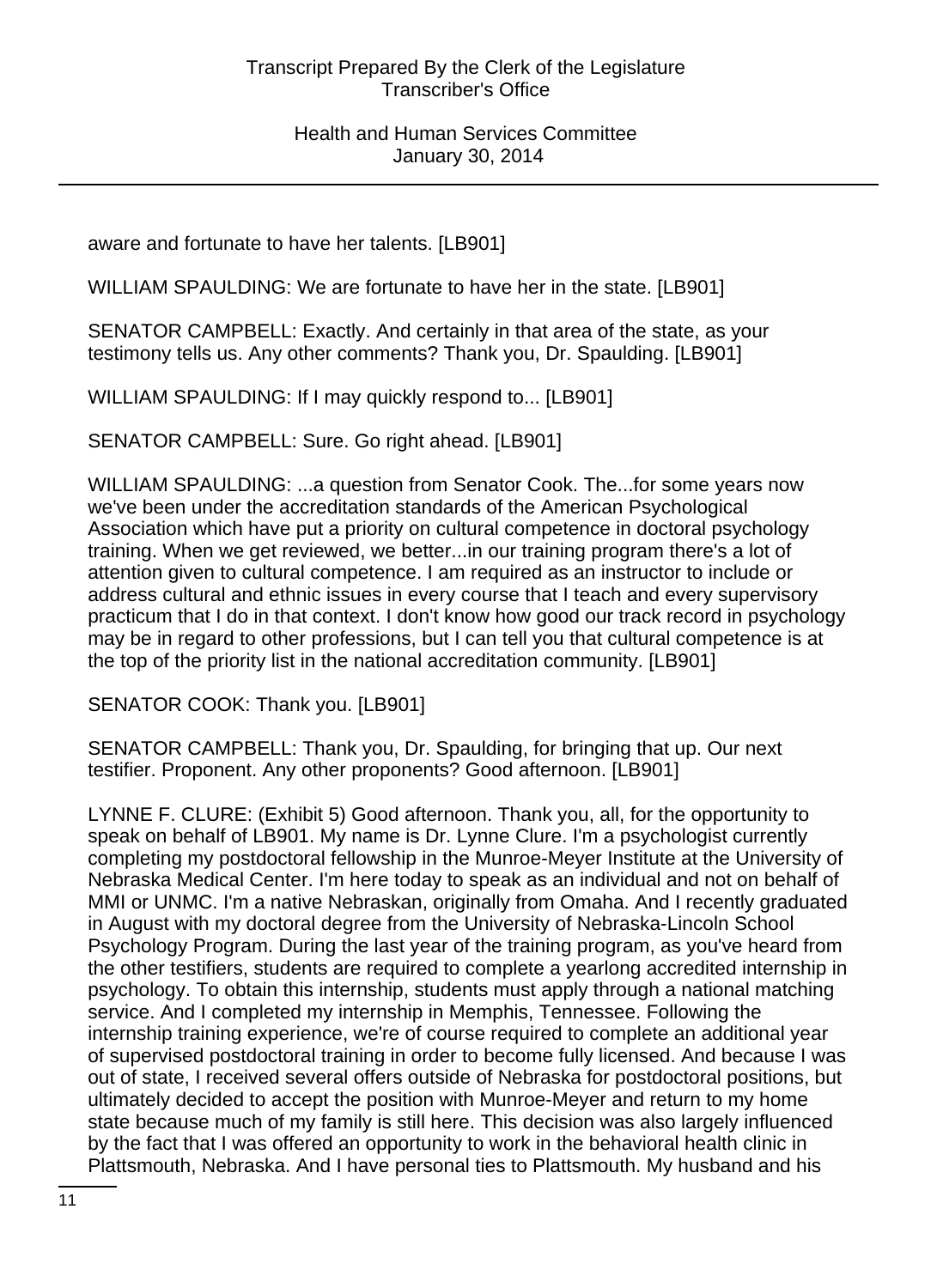aware and fortunate to have her talents. [LB901]

WILLIAM SPAULDING: We are fortunate to have her in the state. [LB901]

SENATOR CAMPBELL: Exactly. And certainly in that area of the state, as your testimony tells us. Any other comments? Thank you, Dr. Spaulding. [LB901]

WILLIAM SPAULDING: If I may quickly respond to... [LB901]

SENATOR CAMPBELL: Sure. Go right ahead. [LB901]

WILLIAM SPAULDING: ...a question from Senator Cook. The...for some years now we've been under the accreditation standards of the American Psychological Association which have put a priority on cultural competence in doctoral psychology training. When we get reviewed, we better...in our training program there's a lot of attention given to cultural competence. I am required as an instructor to include or address cultural and ethnic issues in every course that I teach and every supervisory practicum that I do in that context. I don't know how good our track record in psychology may be in regard to other professions, but I can tell you that cultural competence is at the top of the priority list in the national accreditation community. [LB901]

SENATOR COOK: Thank you. [LB901]

SENATOR CAMPBELL: Thank you, Dr. Spaulding, for bringing that up. Our next testifier. Proponent. Any other proponents? Good afternoon. [LB901]

LYNNE F. CLURE: (Exhibit 5) Good afternoon. Thank you, all, for the opportunity to speak on behalf of LB901. My name is Dr. Lynne Clure. I'm a psychologist currently completing my postdoctoral fellowship in the Munroe-Meyer Institute at the University of Nebraska Medical Center. I'm here today to speak as an individual and not on behalf of MMI or UNMC. I'm a native Nebraskan, originally from Omaha. And I recently graduated in August with my doctoral degree from the University of Nebraska-Lincoln School Psychology Program. During the last year of the training program, as you've heard from the other testifiers, students are required to complete a yearlong accredited internship in psychology. To obtain this internship, students must apply through a national matching service. And I completed my internship in Memphis, Tennessee. Following the internship training experience, we're of course required to complete an additional year of supervised postdoctoral training in order to become fully licensed. And because I was out of state, I received several offers outside of Nebraska for postdoctoral positions, but ultimately decided to accept the position with Munroe-Meyer and return to my home state because much of my family is still here. This decision was also largely influenced by the fact that I was offered an opportunity to work in the behavioral health clinic in Plattsmouth, Nebraska. And I have personal ties to Plattsmouth. My husband and his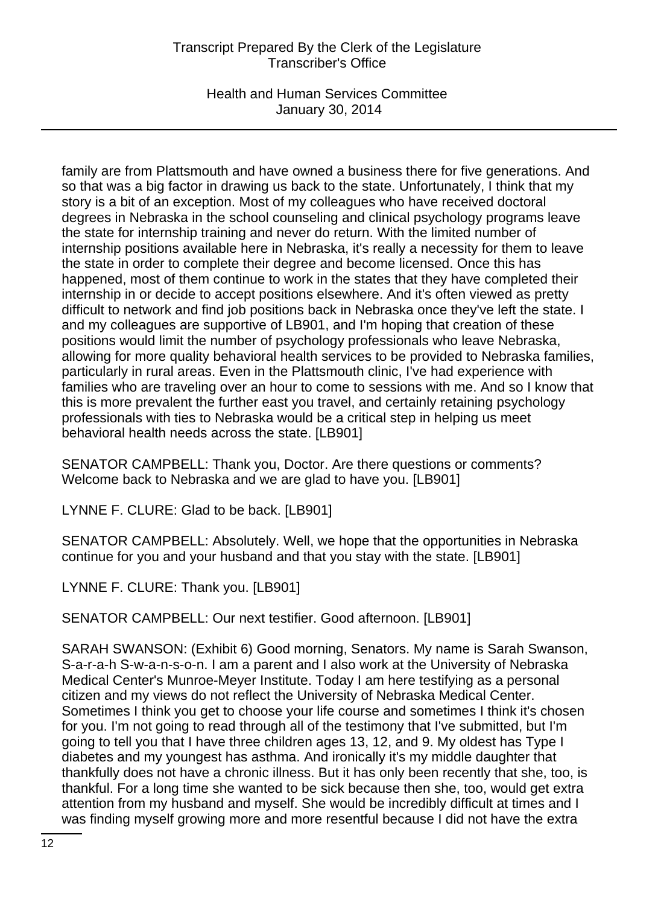family are from Plattsmouth and have owned a business there for five generations. And so that was a big factor in drawing us back to the state. Unfortunately, I think that my story is a bit of an exception. Most of my colleagues who have received doctoral degrees in Nebraska in the school counseling and clinical psychology programs leave the state for internship training and never do return. With the limited number of internship positions available here in Nebraska, it's really a necessity for them to leave the state in order to complete their degree and become licensed. Once this has happened, most of them continue to work in the states that they have completed their internship in or decide to accept positions elsewhere. And it's often viewed as pretty difficult to network and find job positions back in Nebraska once they've left the state. I and my colleagues are supportive of LB901, and I'm hoping that creation of these positions would limit the number of psychology professionals who leave Nebraska, allowing for more quality behavioral health services to be provided to Nebraska families, particularly in rural areas. Even in the Plattsmouth clinic, I've had experience with families who are traveling over an hour to come to sessions with me. And so I know that this is more prevalent the further east you travel, and certainly retaining psychology professionals with ties to Nebraska would be a critical step in helping us meet behavioral health needs across the state. [LB901]

SENATOR CAMPBELL: Thank you, Doctor. Are there questions or comments? Welcome back to Nebraska and we are glad to have you. [LB901]

LYNNE F. CLURE: Glad to be back. [LB901]

SENATOR CAMPBELL: Absolutely. Well, we hope that the opportunities in Nebraska continue for you and your husband and that you stay with the state. [LB901]

LYNNE F. CLURE: Thank you. [LB901]

SENATOR CAMPBELL: Our next testifier. Good afternoon. [LB901]

SARAH SWANSON: (Exhibit 6) Good morning, Senators. My name is Sarah Swanson, S-a-r-a-h S-w-a-n-s-o-n. I am a parent and I also work at the University of Nebraska Medical Center's Munroe-Meyer Institute. Today I am here testifying as a personal citizen and my views do not reflect the University of Nebraska Medical Center. Sometimes I think you get to choose your life course and sometimes I think it's chosen for you. I'm not going to read through all of the testimony that I've submitted, but I'm going to tell you that I have three children ages 13, 12, and 9. My oldest has Type I diabetes and my youngest has asthma. And ironically it's my middle daughter that thankfully does not have a chronic illness. But it has only been recently that she, too, is thankful. For a long time she wanted to be sick because then she, too, would get extra attention from my husband and myself. She would be incredibly difficult at times and I was finding myself growing more and more resentful because I did not have the extra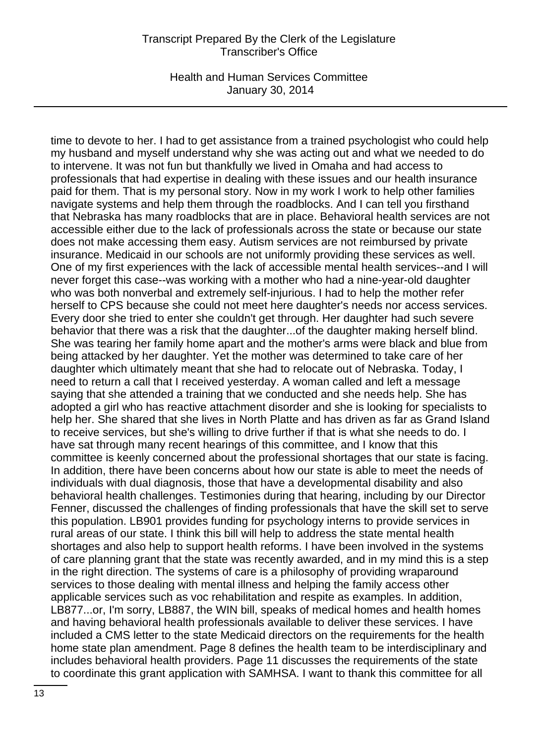time to devote to her. I had to get assistance from a trained psychologist who could help my husband and myself understand why she was acting out and what we needed to do to intervene. It was not fun but thankfully we lived in Omaha and had access to professionals that had expertise in dealing with these issues and our health insurance paid for them. That is my personal story. Now in my work I work to help other families navigate systems and help them through the roadblocks. And I can tell you firsthand that Nebraska has many roadblocks that are in place. Behavioral health services are not accessible either due to the lack of professionals across the state or because our state does not make accessing them easy. Autism services are not reimbursed by private insurance. Medicaid in our schools are not uniformly providing these services as well. One of my first experiences with the lack of accessible mental health services--and I will never forget this case--was working with a mother who had a nine-year-old daughter who was both nonverbal and extremely self-injurious. I had to help the mother refer herself to CPS because she could not meet here daughter's needs nor access services. Every door she tried to enter she couldn't get through. Her daughter had such severe behavior that there was a risk that the daughter...of the daughter making herself blind. She was tearing her family home apart and the mother's arms were black and blue from being attacked by her daughter. Yet the mother was determined to take care of her daughter which ultimately meant that she had to relocate out of Nebraska. Today, I need to return a call that I received yesterday. A woman called and left a message saying that she attended a training that we conducted and she needs help. She has adopted a girl who has reactive attachment disorder and she is looking for specialists to help her. She shared that she lives in North Platte and has driven as far as Grand Island to receive services, but she's willing to drive further if that is what she needs to do. I have sat through many recent hearings of this committee, and I know that this committee is keenly concerned about the professional shortages that our state is facing. In addition, there have been concerns about how our state is able to meet the needs of individuals with dual diagnosis, those that have a developmental disability and also behavioral health challenges. Testimonies during that hearing, including by our Director Fenner, discussed the challenges of finding professionals that have the skill set to serve this population. LB901 provides funding for psychology interns to provide services in rural areas of our state. I think this bill will help to address the state mental health shortages and also help to support health reforms. I have been involved in the systems of care planning grant that the state was recently awarded, and in my mind this is a step in the right direction. The systems of care is a philosophy of providing wraparound services to those dealing with mental illness and helping the family access other applicable services such as voc rehabilitation and respite as examples. In addition, LB877...or, I'm sorry, LB887, the WIN bill, speaks of medical homes and health homes and having behavioral health professionals available to deliver these services. I have included a CMS letter to the state Medicaid directors on the requirements for the health home state plan amendment. Page 8 defines the health team to be interdisciplinary and includes behavioral health providers. Page 11 discusses the requirements of the state to coordinate this grant application with SAMHSA. I want to thank this committee for all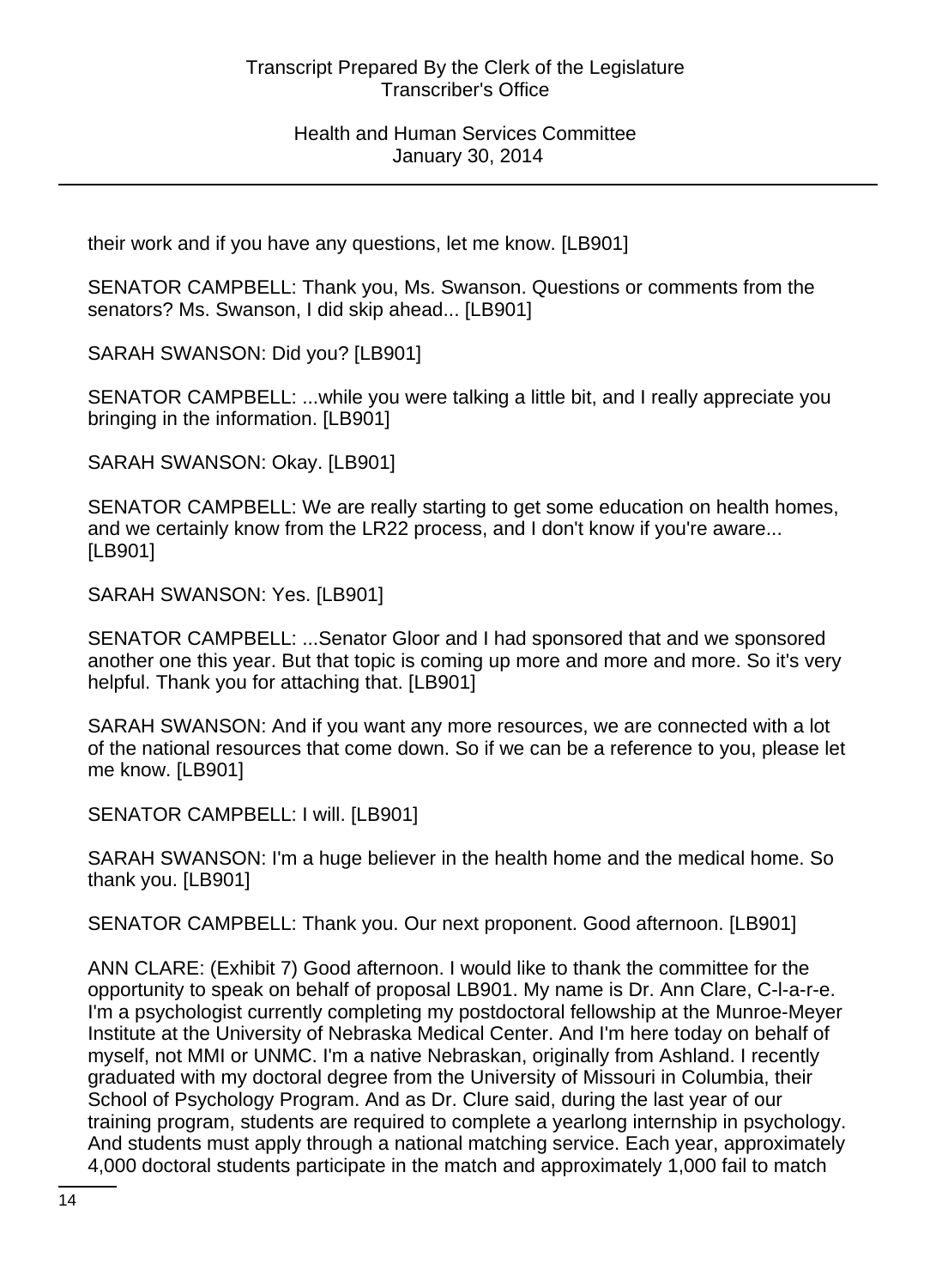their work and if you have any questions, let me know. [LB901]

SENATOR CAMPBELL: Thank you, Ms. Swanson. Questions or comments from the senators? Ms. Swanson, I did skip ahead... [LB901]

SARAH SWANSON: Did you? [LB901]

SENATOR CAMPBELL: ...while you were talking a little bit, and I really appreciate you bringing in the information. [LB901]

SARAH SWANSON: Okay. [LB901]

SENATOR CAMPBELL: We are really starting to get some education on health homes, and we certainly know from the LR22 process, and I don't know if you're aware... [LB901]

SARAH SWANSON: Yes. [LB901]

SENATOR CAMPBELL: ...Senator Gloor and I had sponsored that and we sponsored another one this year. But that topic is coming up more and more and more. So it's very helpful. Thank you for attaching that. [LB901]

SARAH SWANSON: And if you want any more resources, we are connected with a lot of the national resources that come down. So if we can be a reference to you, please let me know. [LB901]

SENATOR CAMPBELL: I will. [LB901]

SARAH SWANSON: I'm a huge believer in the health home and the medical home. So thank you. [LB901]

SENATOR CAMPBELL: Thank you. Our next proponent. Good afternoon. [LB901]

ANN CLARE: (Exhibit 7) Good afternoon. I would like to thank the committee for the opportunity to speak on behalf of proposal LB901. My name is Dr. Ann Clare, C-l-a-r-e. I'm a psychologist currently completing my postdoctoral fellowship at the Munroe-Meyer Institute at the University of Nebraska Medical Center. And I'm here today on behalf of myself, not MMI or UNMC. I'm a native Nebraskan, originally from Ashland. I recently graduated with my doctoral degree from the University of Missouri in Columbia, their School of Psychology Program. And as Dr. Clure said, during the last year of our training program, students are required to complete a yearlong internship in psychology. And students must apply through a national matching service. Each year, approximately 4,000 doctoral students participate in the match and approximately 1,000 fail to match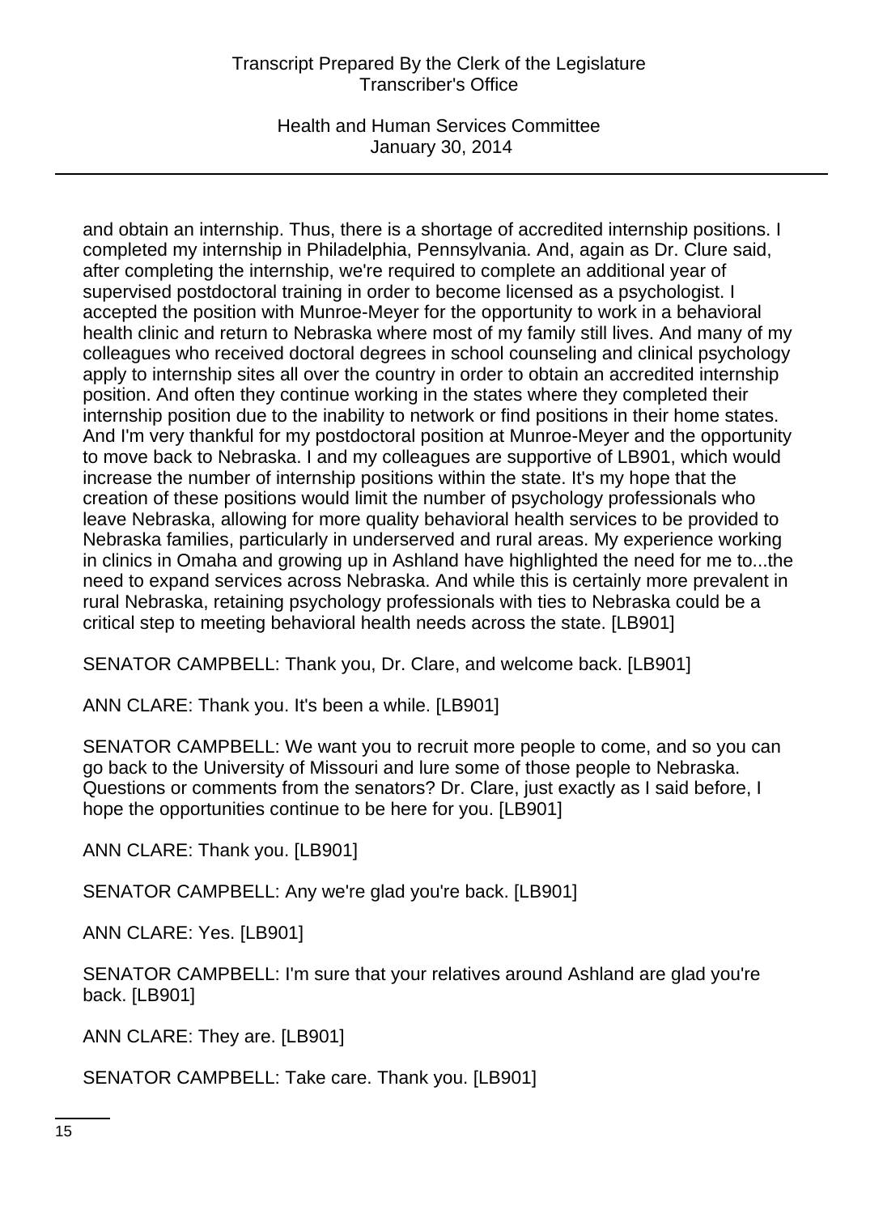and obtain an internship. Thus, there is a shortage of accredited internship positions. I completed my internship in Philadelphia, Pennsylvania. And, again as Dr. Clure said, after completing the internship, we're required to complete an additional year of supervised postdoctoral training in order to become licensed as a psychologist. I accepted the position with Munroe-Meyer for the opportunity to work in a behavioral health clinic and return to Nebraska where most of my family still lives. And many of my colleagues who received doctoral degrees in school counseling and clinical psychology apply to internship sites all over the country in order to obtain an accredited internship position. And often they continue working in the states where they completed their internship position due to the inability to network or find positions in their home states. And I'm very thankful for my postdoctoral position at Munroe-Meyer and the opportunity to move back to Nebraska. I and my colleagues are supportive of LB901, which would increase the number of internship positions within the state. It's my hope that the creation of these positions would limit the number of psychology professionals who leave Nebraska, allowing for more quality behavioral health services to be provided to Nebraska families, particularly in underserved and rural areas. My experience working in clinics in Omaha and growing up in Ashland have highlighted the need for me to...the need to expand services across Nebraska. And while this is certainly more prevalent in rural Nebraska, retaining psychology professionals with ties to Nebraska could be a critical step to meeting behavioral health needs across the state. [LB901]

SENATOR CAMPBELL: Thank you, Dr. Clare, and welcome back. [LB901]

ANN CLARE: Thank you. It's been a while. [LB901]

SENATOR CAMPBELL: We want you to recruit more people to come, and so you can go back to the University of Missouri and lure some of those people to Nebraska. Questions or comments from the senators? Dr. Clare, just exactly as I said before, I hope the opportunities continue to be here for you. [LB901]

ANN CLARE: Thank you. [LB901]

SENATOR CAMPBELL: Any we're glad you're back. [LB901]

ANN CLARE: Yes. [LB901]

SENATOR CAMPBELL: I'm sure that your relatives around Ashland are glad you're back. [LB901]

ANN CLARE: They are. [LB901]

SENATOR CAMPBELL: Take care. Thank you. [LB901]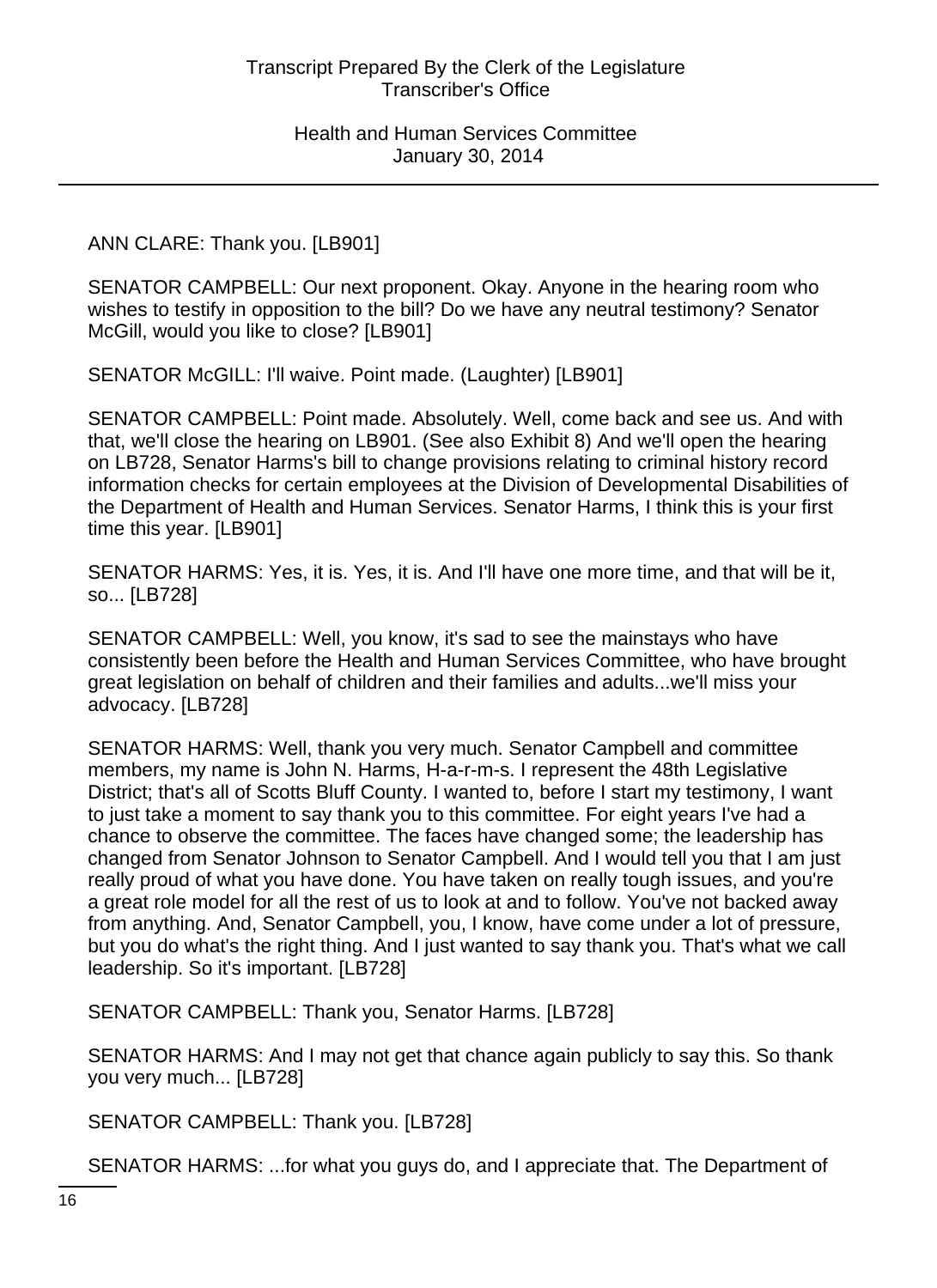ANN CLARE: Thank you. [LB901]

SENATOR CAMPBELL: Our next proponent. Okay. Anyone in the hearing room who wishes to testify in opposition to the bill? Do we have any neutral testimony? Senator McGill, would you like to close? [LB901]

SENATOR McGILL: I'll waive. Point made. (Laughter) [LB901]

SENATOR CAMPBELL: Point made. Absolutely. Well, come back and see us. And with that, we'll close the hearing on LB901. (See also Exhibit 8) And we'll open the hearing on LB728, Senator Harms's bill to change provisions relating to criminal history record information checks for certain employees at the Division of Developmental Disabilities of the Department of Health and Human Services. Senator Harms, I think this is your first time this year. [LB901]

SENATOR HARMS: Yes, it is. Yes, it is. And I'll have one more time, and that will be it, so... [LB728]

SENATOR CAMPBELL: Well, you know, it's sad to see the mainstays who have consistently been before the Health and Human Services Committee, who have brought great legislation on behalf of children and their families and adults...we'll miss your advocacy. [LB728]

SENATOR HARMS: Well, thank you very much. Senator Campbell and committee members, my name is John N. Harms, H-a-r-m-s. I represent the 48th Legislative District; that's all of Scotts Bluff County. I wanted to, before I start my testimony, I want to just take a moment to say thank you to this committee. For eight years I've had a chance to observe the committee. The faces have changed some; the leadership has changed from Senator Johnson to Senator Campbell. And I would tell you that I am just really proud of what you have done. You have taken on really tough issues, and you're a great role model for all the rest of us to look at and to follow. You've not backed away from anything. And, Senator Campbell, you, I know, have come under a lot of pressure, but you do what's the right thing. And I just wanted to say thank you. That's what we call leadership. So it's important. [LB728]

SENATOR CAMPBELL: Thank you, Senator Harms. [LB728]

SENATOR HARMS: And I may not get that chance again publicly to say this. So thank you very much... [LB728]

SENATOR CAMPBELL: Thank you. [LB728]

SENATOR HARMS: ...for what you guys do, and I appreciate that. The Department of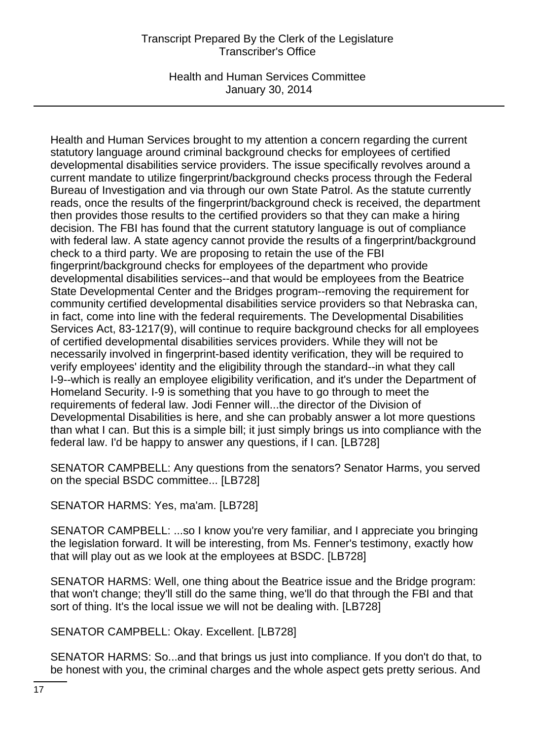Health and Human Services brought to my attention a concern regarding the current statutory language around criminal background checks for employees of certified developmental disabilities service providers. The issue specifically revolves around a current mandate to utilize fingerprint/background checks process through the Federal Bureau of Investigation and via through our own State Patrol. As the statute currently reads, once the results of the fingerprint/background check is received, the department then provides those results to the certified providers so that they can make a hiring decision. The FBI has found that the current statutory language is out of compliance with federal law. A state agency cannot provide the results of a fingerprint/background check to a third party. We are proposing to retain the use of the FBI fingerprint/background checks for employees of the department who provide developmental disabilities services--and that would be employees from the Beatrice State Developmental Center and the Bridges program--removing the requirement for community certified developmental disabilities service providers so that Nebraska can, in fact, come into line with the federal requirements. The Developmental Disabilities Services Act, 83-1217(9), will continue to require background checks for all employees of certified developmental disabilities services providers. While they will not be necessarily involved in fingerprint-based identity verification, they will be required to verify employees' identity and the eligibility through the standard--in what they call I-9--which is really an employee eligibility verification, and it's under the Department of Homeland Security. I-9 is something that you have to go through to meet the requirements of federal law. Jodi Fenner will...the director of the Division of Developmental Disabilities is here, and she can probably answer a lot more questions than what I can. But this is a simple bill; it just simply brings us into compliance with the federal law. I'd be happy to answer any questions, if I can. [LB728]

SENATOR CAMPBELL: Any questions from the senators? Senator Harms, you served on the special BSDC committee... [LB728]

SENATOR HARMS: Yes, ma'am. [LB728]

SENATOR CAMPBELL: ...so I know you're very familiar, and I appreciate you bringing the legislation forward. It will be interesting, from Ms. Fenner's testimony, exactly how that will play out as we look at the employees at BSDC. [LB728]

SENATOR HARMS: Well, one thing about the Beatrice issue and the Bridge program: that won't change; they'll still do the same thing, we'll do that through the FBI and that sort of thing. It's the local issue we will not be dealing with. [LB728]

SENATOR CAMPBELL: Okay. Excellent. [LB728]

SENATOR HARMS: So...and that brings us just into compliance. If you don't do that, to be honest with you, the criminal charges and the whole aspect gets pretty serious. And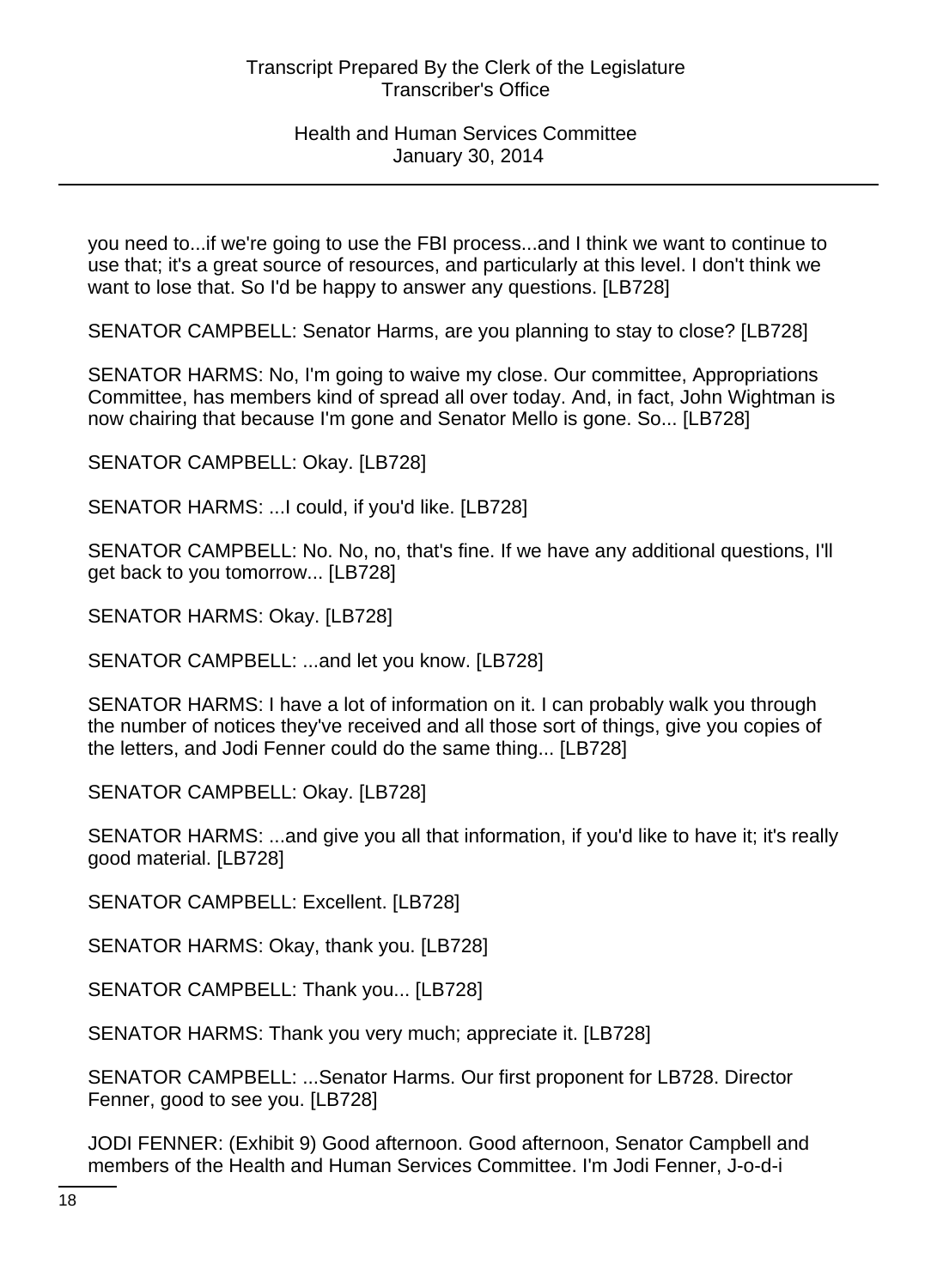you need to...if we're going to use the FBI process...and I think we want to continue to use that; it's a great source of resources, and particularly at this level. I don't think we want to lose that. So I'd be happy to answer any questions. [LB728]

SENATOR CAMPBELL: Senator Harms, are you planning to stay to close? [LB728]

SENATOR HARMS: No, I'm going to waive my close. Our committee, Appropriations Committee, has members kind of spread all over today. And, in fact, John Wightman is now chairing that because I'm gone and Senator Mello is gone. So... [LB728]

SENATOR CAMPBELL: Okay. [LB728]

SENATOR HARMS: ...I could, if you'd like. [LB728]

SENATOR CAMPBELL: No. No, no, that's fine. If we have any additional questions, I'll get back to you tomorrow... [LB728]

SENATOR HARMS: Okay. [LB728]

SENATOR CAMPBELL: ...and let you know. [LB728]

SENATOR HARMS: I have a lot of information on it. I can probably walk you through the number of notices they've received and all those sort of things, give you copies of the letters, and Jodi Fenner could do the same thing... [LB728]

SENATOR CAMPBELL: Okay. [LB728]

SENATOR HARMS: ...and give you all that information, if you'd like to have it; it's really good material. [LB728]

SENATOR CAMPBELL: Excellent. [LB728]

SENATOR HARMS: Okay, thank you. [LB728]

SENATOR CAMPBELL: Thank you... [LB728]

SENATOR HARMS: Thank you very much; appreciate it. [LB728]

SENATOR CAMPBELL: ...Senator Harms. Our first proponent for LB728. Director Fenner, good to see you. [LB728]

JODI FENNER: (Exhibit 9) Good afternoon. Good afternoon, Senator Campbell and members of the Health and Human Services Committee. I'm Jodi Fenner, J-o-d-i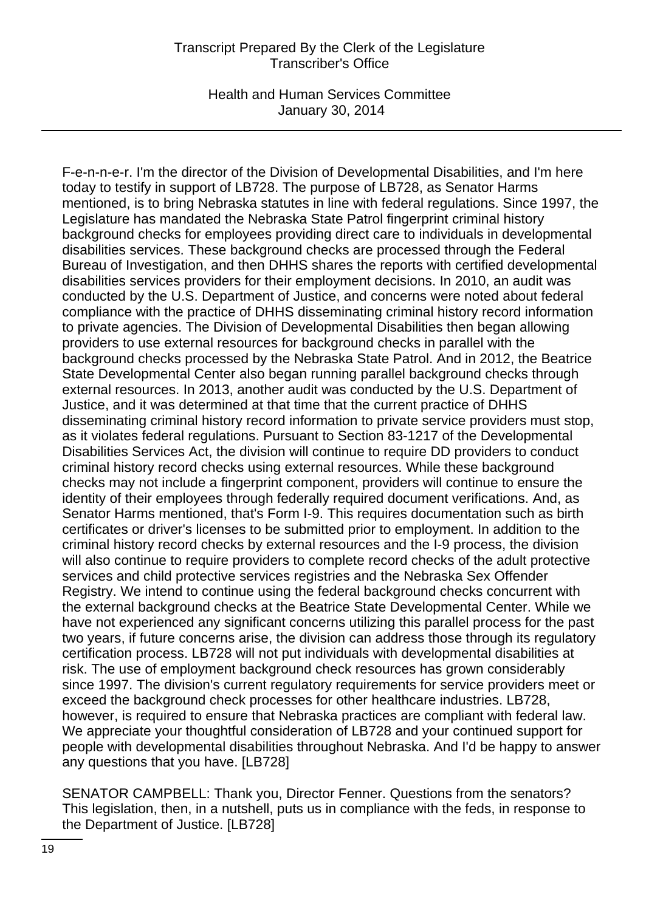F-e-n-n-e-r. I'm the director of the Division of Developmental Disabilities, and I'm here today to testify in support of LB728. The purpose of LB728, as Senator Harms mentioned, is to bring Nebraska statutes in line with federal regulations. Since 1997, the Legislature has mandated the Nebraska State Patrol fingerprint criminal history background checks for employees providing direct care to individuals in developmental disabilities services. These background checks are processed through the Federal Bureau of Investigation, and then DHHS shares the reports with certified developmental disabilities services providers for their employment decisions. In 2010, an audit was conducted by the U.S. Department of Justice, and concerns were noted about federal compliance with the practice of DHHS disseminating criminal history record information to private agencies. The Division of Developmental Disabilities then began allowing providers to use external resources for background checks in parallel with the background checks processed by the Nebraska State Patrol. And in 2012, the Beatrice State Developmental Center also began running parallel background checks through external resources. In 2013, another audit was conducted by the U.S. Department of Justice, and it was determined at that time that the current practice of DHHS disseminating criminal history record information to private service providers must stop, as it violates federal regulations. Pursuant to Section 83-1217 of the Developmental Disabilities Services Act, the division will continue to require DD providers to conduct criminal history record checks using external resources. While these background checks may not include a fingerprint component, providers will continue to ensure the identity of their employees through federally required document verifications. And, as Senator Harms mentioned, that's Form I-9. This requires documentation such as birth certificates or driver's licenses to be submitted prior to employment. In addition to the criminal history record checks by external resources and the I-9 process, the division will also continue to require providers to complete record checks of the adult protective services and child protective services registries and the Nebraska Sex Offender Registry. We intend to continue using the federal background checks concurrent with the external background checks at the Beatrice State Developmental Center. While we have not experienced any significant concerns utilizing this parallel process for the past two years, if future concerns arise, the division can address those through its regulatory certification process. LB728 will not put individuals with developmental disabilities at risk. The use of employment background check resources has grown considerably since 1997. The division's current regulatory requirements for service providers meet or exceed the background check processes for other healthcare industries. LB728, however, is required to ensure that Nebraska practices are compliant with federal law. We appreciate your thoughtful consideration of LB728 and your continued support for people with developmental disabilities throughout Nebraska. And I'd be happy to answer any questions that you have. [LB728]

SENATOR CAMPBELL: Thank you, Director Fenner. Questions from the senators? This legislation, then, in a nutshell, puts us in compliance with the feds, in response to the Department of Justice. [LB728]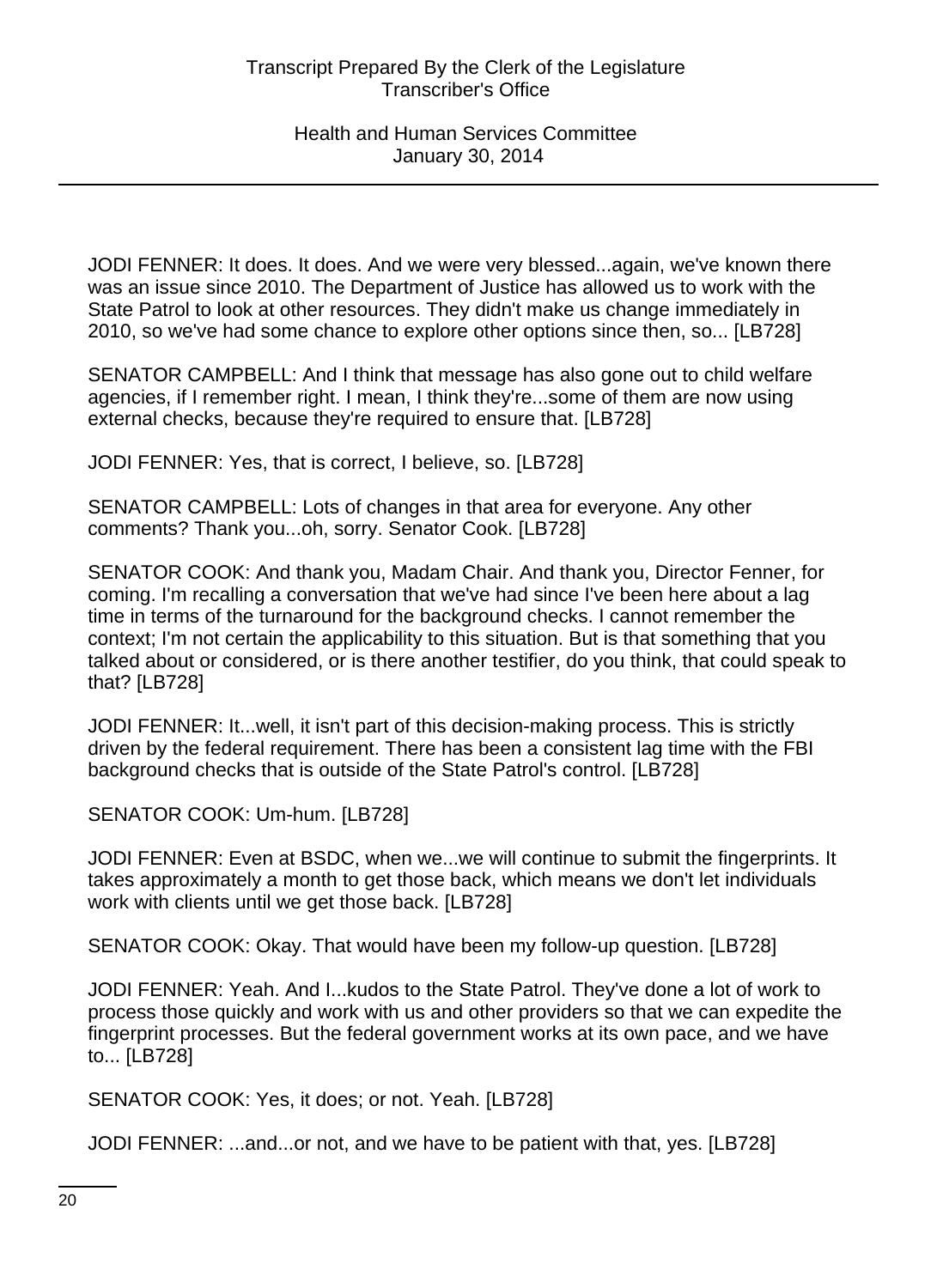JODI FENNER: It does. It does. And we were very blessed...again, we've known there was an issue since 2010. The Department of Justice has allowed us to work with the State Patrol to look at other resources. They didn't make us change immediately in 2010, so we've had some chance to explore other options since then, so... [LB728]

SENATOR CAMPBELL: And I think that message has also gone out to child welfare agencies, if I remember right. I mean, I think they're...some of them are now using external checks, because they're required to ensure that. [LB728]

JODI FENNER: Yes, that is correct, I believe, so. [LB728]

SENATOR CAMPBELL: Lots of changes in that area for everyone. Any other comments? Thank you...oh, sorry. Senator Cook. [LB728]

SENATOR COOK: And thank you, Madam Chair. And thank you, Director Fenner, for coming. I'm recalling a conversation that we've had since I've been here about a lag time in terms of the turnaround for the background checks. I cannot remember the context; I'm not certain the applicability to this situation. But is that something that you talked about or considered, or is there another testifier, do you think, that could speak to that? [LB728]

JODI FENNER: It...well, it isn't part of this decision-making process. This is strictly driven by the federal requirement. There has been a consistent lag time with the FBI background checks that is outside of the State Patrol's control. [LB728]

SENATOR COOK: Um-hum. [LB728]

JODI FENNER: Even at BSDC, when we...we will continue to submit the fingerprints. It takes approximately a month to get those back, which means we don't let individuals work with clients until we get those back. [LB728]

SENATOR COOK: Okay. That would have been my follow-up question. [LB728]

JODI FENNER: Yeah. And I...kudos to the State Patrol. They've done a lot of work to process those quickly and work with us and other providers so that we can expedite the fingerprint processes. But the federal government works at its own pace, and we have to... [LB728]

SENATOR COOK: Yes, it does; or not. Yeah. [LB728]

JODI FENNER: ...and...or not, and we have to be patient with that, yes. [LB728]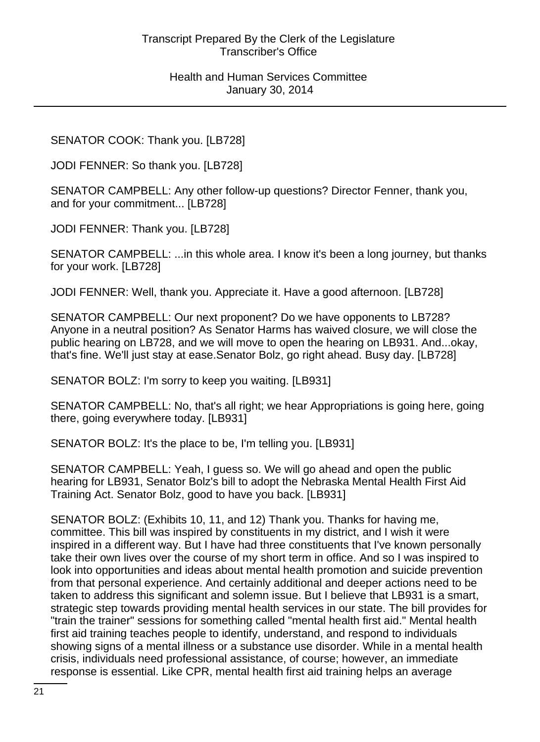SENATOR COOK: Thank you. [LB728]

JODI FENNER: So thank you. [LB728]

SENATOR CAMPBELL: Any other follow-up questions? Director Fenner, thank you, and for your commitment... [LB728]

JODI FENNER: Thank you. [LB728]

SENATOR CAMPBELL: ...in this whole area. I know it's been a long journey, but thanks for your work. [LB728]

JODI FENNER: Well, thank you. Appreciate it. Have a good afternoon. [LB728]

SENATOR CAMPBELL: Our next proponent? Do we have opponents to LB728? Anyone in a neutral position? As Senator Harms has waived closure, we will close the public hearing on LB728, and we will move to open the hearing on LB931. And...okay, that's fine. We'll just stay at ease.Senator Bolz, go right ahead. Busy day. [LB728]

SENATOR BOLZ: I'm sorry to keep you waiting. [LB931]

SENATOR CAMPBELL: No, that's all right; we hear Appropriations is going here, going there, going everywhere today. [LB931]

SENATOR BOLZ: It's the place to be, I'm telling you. [LB931]

SENATOR CAMPBELL: Yeah, I guess so. We will go ahead and open the public hearing for LB931, Senator Bolz's bill to adopt the Nebraska Mental Health First Aid Training Act. Senator Bolz, good to have you back. [LB931]

SENATOR BOLZ: (Exhibits 10, 11, and 12) Thank you. Thanks for having me, committee. This bill was inspired by constituents in my district, and I wish it were inspired in a different way. But I have had three constituents that I've known personally take their own lives over the course of my short term in office. And so I was inspired to look into opportunities and ideas about mental health promotion and suicide prevention from that personal experience. And certainly additional and deeper actions need to be taken to address this significant and solemn issue. But I believe that LB931 is a smart, strategic step towards providing mental health services in our state. The bill provides for "train the trainer" sessions for something called "mental health first aid." Mental health first aid training teaches people to identify, understand, and respond to individuals showing signs of a mental illness or a substance use disorder. While in a mental health crisis, individuals need professional assistance, of course; however, an immediate response is essential. Like CPR, mental health first aid training helps an average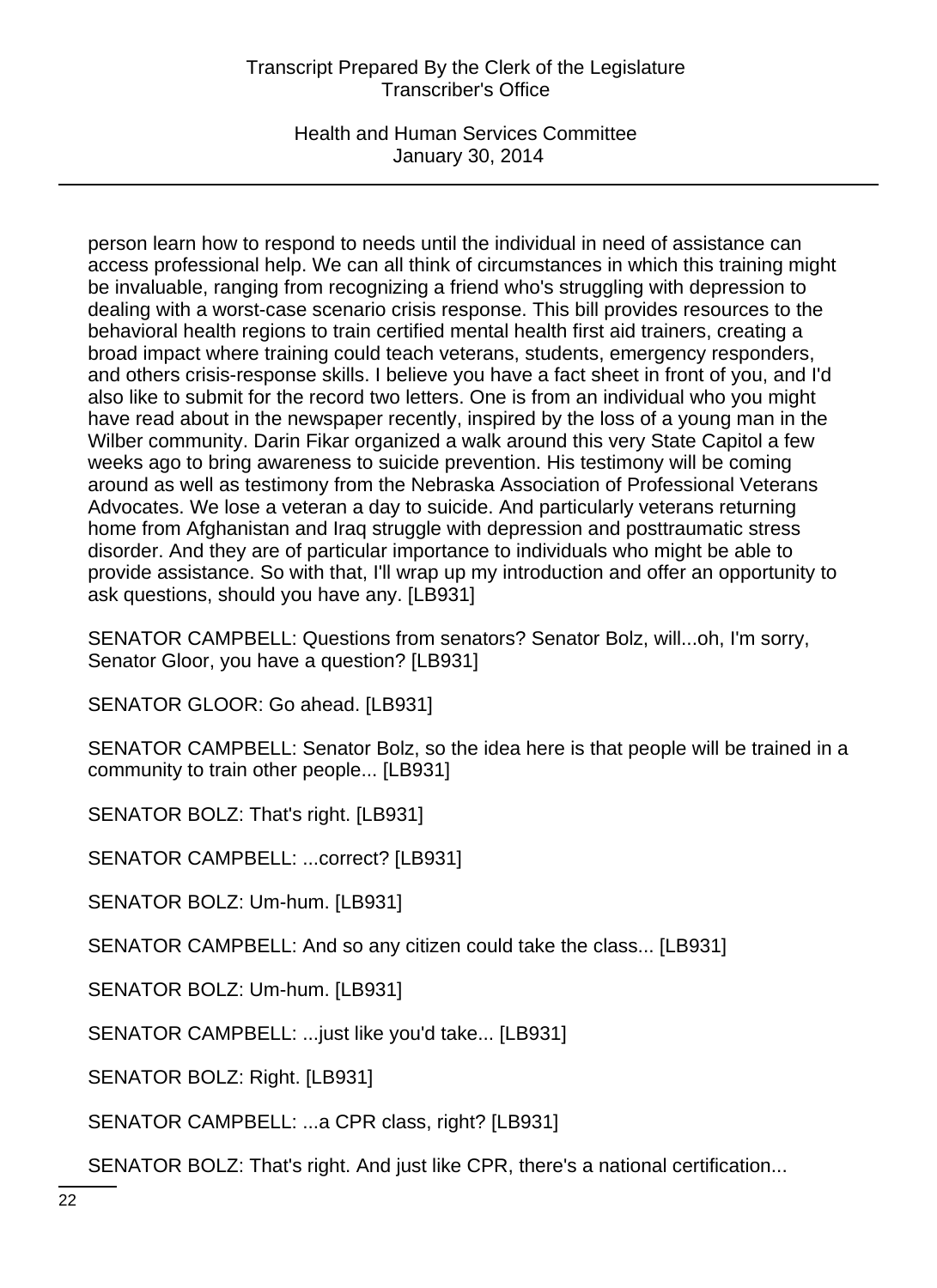person learn how to respond to needs until the individual in need of assistance can access professional help. We can all think of circumstances in which this training might be invaluable, ranging from recognizing a friend who's struggling with depression to dealing with a worst-case scenario crisis response. This bill provides resources to the behavioral health regions to train certified mental health first aid trainers, creating a broad impact where training could teach veterans, students, emergency responders, and others crisis-response skills. I believe you have a fact sheet in front of you, and I'd also like to submit for the record two letters. One is from an individual who you might have read about in the newspaper recently, inspired by the loss of a young man in the Wilber community. Darin Fikar organized a walk around this very State Capitol a few weeks ago to bring awareness to suicide prevention. His testimony will be coming around as well as testimony from the Nebraska Association of Professional Veterans Advocates. We lose a veteran a day to suicide. And particularly veterans returning home from Afghanistan and Iraq struggle with depression and posttraumatic stress disorder. And they are of particular importance to individuals who might be able to provide assistance. So with that, I'll wrap up my introduction and offer an opportunity to ask questions, should you have any. [LB931]

SENATOR CAMPBELL: Questions from senators? Senator Bolz, will...oh, I'm sorry, Senator Gloor, you have a question? [LB931]

SENATOR GLOOR: Go ahead. [LB931]

SENATOR CAMPBELL: Senator Bolz, so the idea here is that people will be trained in a community to train other people... [LB931]

SENATOR BOLZ: That's right. [LB931]

SENATOR CAMPBELL: ...correct? [LB931]

SENATOR BOLZ: Um-hum. [LB931]

SENATOR CAMPBELL: And so any citizen could take the class... [LB931]

SENATOR BOLZ: Um-hum. [LB931]

SENATOR CAMPBELL: ...just like you'd take... [LB931]

SENATOR BOLZ: Right. [LB931]

SENATOR CAMPBELL: ...a CPR class, right? [LB931]

SENATOR BOLZ: That's right. And just like CPR, there's a national certification...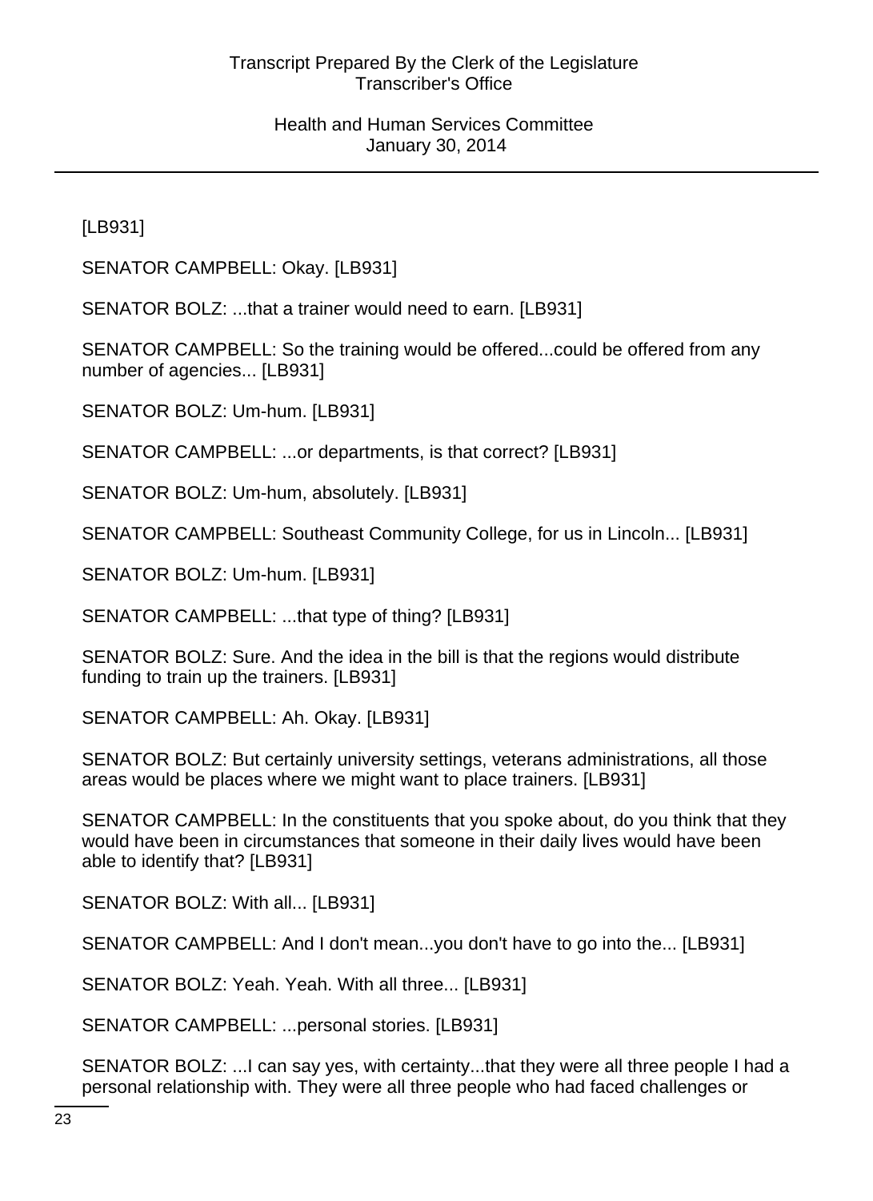[LB931]

SENATOR CAMPBELL: Okay. [LB931]

SENATOR BOLZ: ...that a trainer would need to earn. [LB931]

SENATOR CAMPBELL: So the training would be offered...could be offered from any number of agencies... [LB931]

SENATOR BOLZ: Um-hum. [LB931]

SENATOR CAMPBELL: ...or departments, is that correct? [LB931]

SENATOR BOLZ: Um-hum, absolutely. [LB931]

SENATOR CAMPBELL: Southeast Community College, for us in Lincoln... [LB931]

SENATOR BOLZ: Um-hum. [LB931]

SENATOR CAMPBELL: ...that type of thing? [LB931]

SENATOR BOLZ: Sure. And the idea in the bill is that the regions would distribute funding to train up the trainers. [LB931]

SENATOR CAMPBELL: Ah. Okay. [LB931]

SENATOR BOLZ: But certainly university settings, veterans administrations, all those areas would be places where we might want to place trainers. [LB931]

SENATOR CAMPBELL: In the constituents that you spoke about, do you think that they would have been in circumstances that someone in their daily lives would have been able to identify that? [LB931]

SENATOR BOLZ: With all... [LB931]

SENATOR CAMPBELL: And I don't mean...you don't have to go into the... [LB931]

SENATOR BOLZ: Yeah. Yeah. With all three... [LB931]

SENATOR CAMPBELL: ...personal stories. [LB931]

SENATOR BOLZ: ...I can say yes, with certainty...that they were all three people I had a personal relationship with. They were all three people who had faced challenges or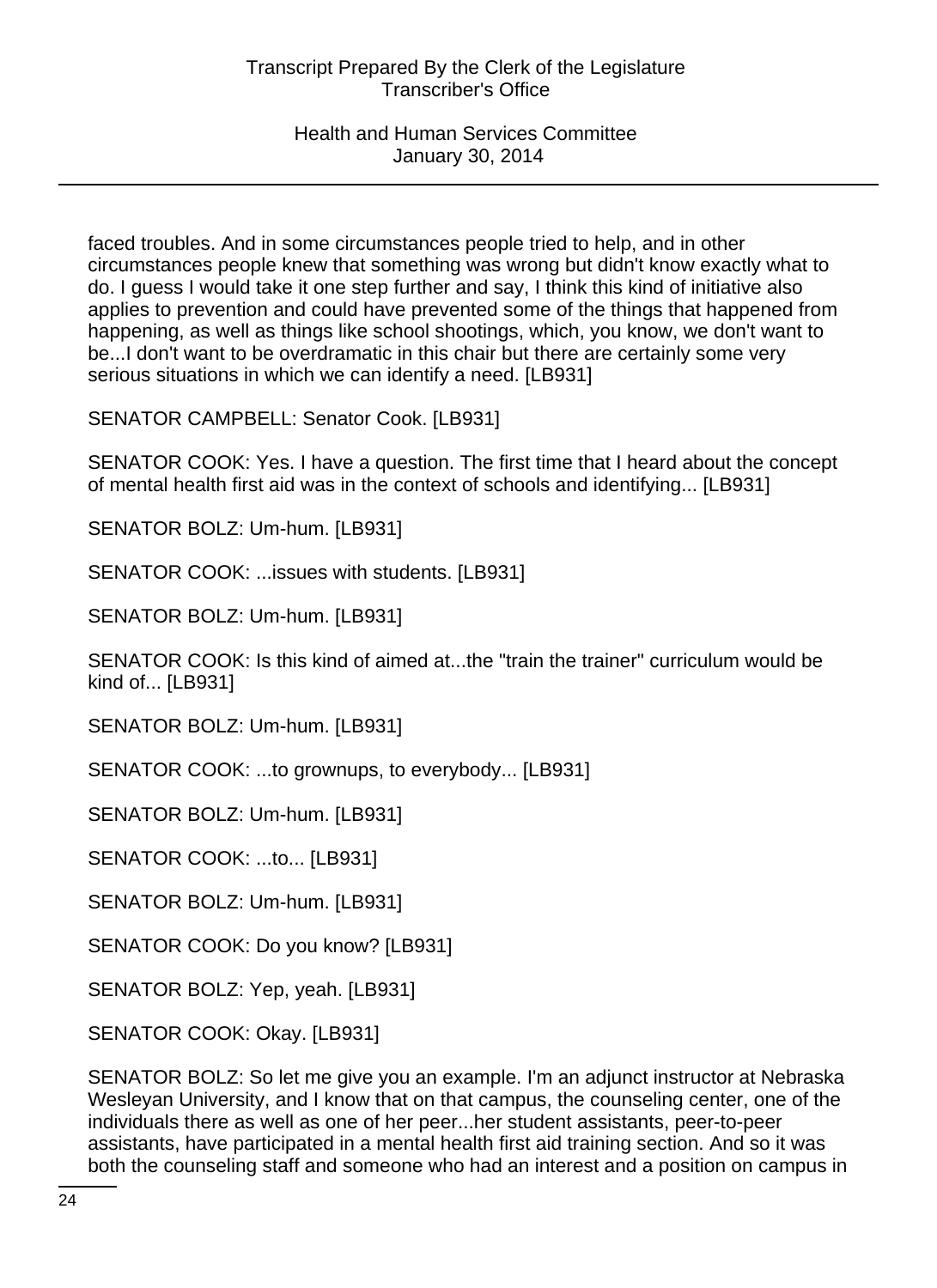faced troubles. And in some circumstances people tried to help, and in other circumstances people knew that something was wrong but didn't know exactly what to do. I guess I would take it one step further and say, I think this kind of initiative also applies to prevention and could have prevented some of the things that happened from happening, as well as things like school shootings, which, you know, we don't want to be...I don't want to be overdramatic in this chair but there are certainly some very serious situations in which we can identify a need. [LB931]

SENATOR CAMPBELL: Senator Cook. [LB931]

SENATOR COOK: Yes. I have a question. The first time that I heard about the concept of mental health first aid was in the context of schools and identifying... [LB931]

SENATOR BOLZ: Um-hum. [LB931]

SENATOR COOK: ...issues with students. [LB931]

SENATOR BOLZ: Um-hum. [LB931]

SENATOR COOK: Is this kind of aimed at...the "train the trainer" curriculum would be kind of... [LB931]

SENATOR BOLZ: Um-hum. [LB931]

SENATOR COOK: ...to grownups, to everybody... [LB931]

SENATOR BOLZ: Um-hum. [LB931]

SENATOR COOK: ...to... [LB931]

SENATOR BOLZ: Um-hum. [LB931]

SENATOR COOK: Do you know? [LB931]

SENATOR BOLZ: Yep, yeah. [LB931]

SENATOR COOK: Okay. [LB931]

SENATOR BOLZ: So let me give you an example. I'm an adjunct instructor at Nebraska Wesleyan University, and I know that on that campus, the counseling center, one of the individuals there as well as one of her peer...her student assistants, peer-to-peer assistants, have participated in a mental health first aid training section. And so it was both the counseling staff and someone who had an interest and a position on campus in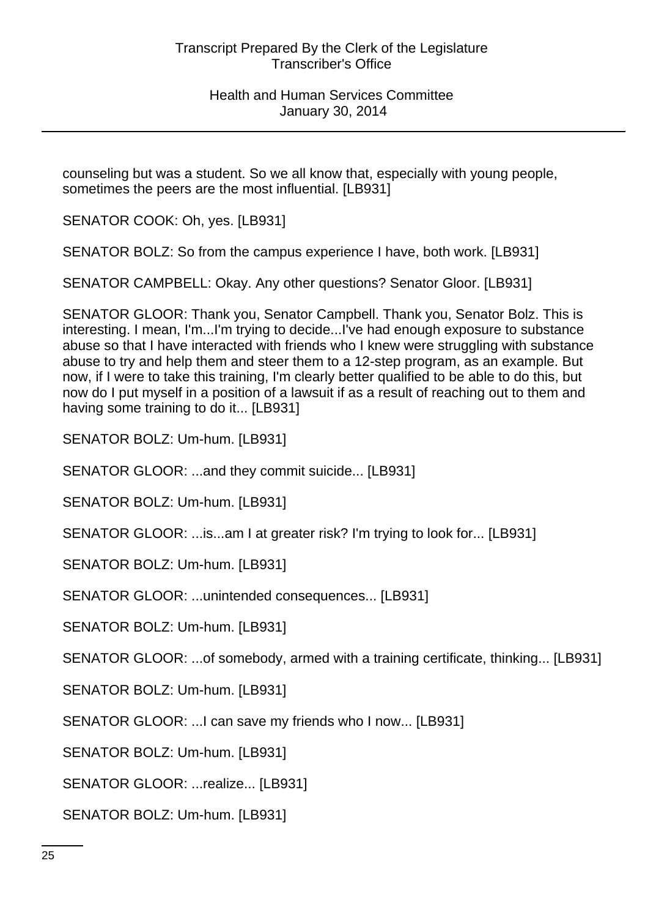counseling but was a student. So we all know that, especially with young people, sometimes the peers are the most influential. [LB931]

SENATOR COOK: Oh, yes. [LB931]

SENATOR BOLZ: So from the campus experience I have, both work. [LB931]

SENATOR CAMPBELL: Okay. Any other questions? Senator Gloor. [LB931]

SENATOR GLOOR: Thank you, Senator Campbell. Thank you, Senator Bolz. This is interesting. I mean, I'm...I'm trying to decide...I've had enough exposure to substance abuse so that I have interacted with friends who I knew were struggling with substance abuse to try and help them and steer them to a 12-step program, as an example. But now, if I were to take this training, I'm clearly better qualified to be able to do this, but now do I put myself in a position of a lawsuit if as a result of reaching out to them and having some training to do it... [LB931]

SENATOR BOLZ: Um-hum. [LB931]

SENATOR GLOOR: ...and they commit suicide... [LB931]

SENATOR BOLZ: Um-hum. [LB931]

SENATOR GLOOR: ...is...am I at greater risk? I'm trying to look for... [LB931]

SENATOR BOLZ: Um-hum. [LB931]

SENATOR GLOOR: ...unintended consequences... [LB931]

SENATOR BOLZ: Um-hum. [LB931]

SENATOR GLOOR: ...of somebody, armed with a training certificate, thinking... [LB931]

SENATOR BOLZ: Um-hum. [LB931]

SENATOR GLOOR: ...I can save my friends who I now... [LB931]

SENATOR BOLZ: Um-hum. [LB931]

SENATOR GLOOR: ...realize... [LB931]

SENATOR BOLZ: Um-hum. [LB931]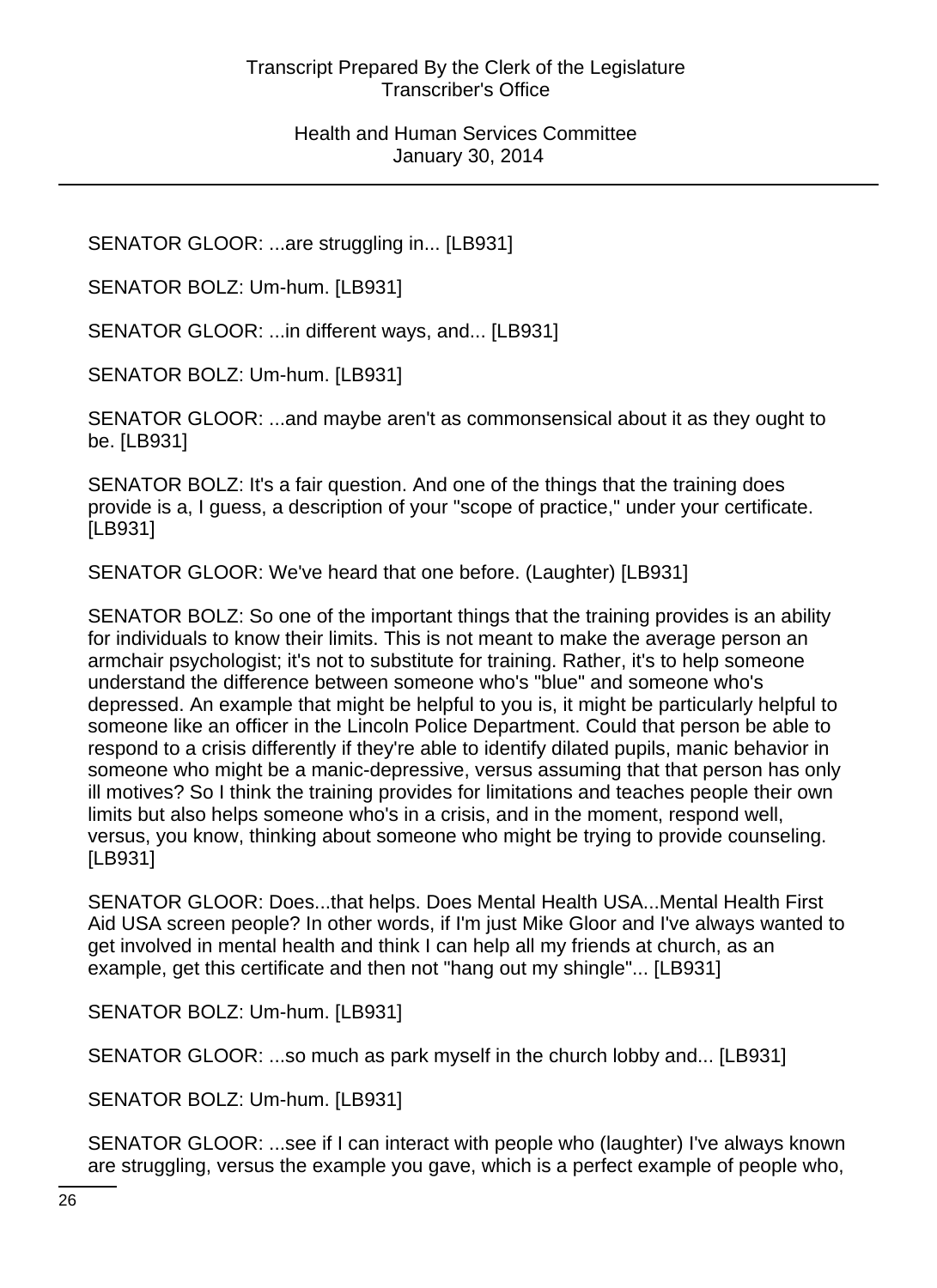SENATOR GLOOR: ...are struggling in... [LB931]

SENATOR BOLZ: Um-hum. [LB931]

SENATOR GLOOR: ...in different ways, and... [LB931]

SENATOR BOLZ: Um-hum. [LB931]

SENATOR GLOOR: ...and maybe aren't as commonsensical about it as they ought to be. [LB931]

SENATOR BOLZ: It's a fair question. And one of the things that the training does provide is a, I guess, a description of your "scope of practice," under your certificate. [LB931]

SENATOR GLOOR: We've heard that one before. (Laughter) [LB931]

SENATOR BOLZ: So one of the important things that the training provides is an ability for individuals to know their limits. This is not meant to make the average person an armchair psychologist; it's not to substitute for training. Rather, it's to help someone understand the difference between someone who's "blue" and someone who's depressed. An example that might be helpful to you is, it might be particularly helpful to someone like an officer in the Lincoln Police Department. Could that person be able to respond to a crisis differently if they're able to identify dilated pupils, manic behavior in someone who might be a manic-depressive, versus assuming that that person has only ill motives? So I think the training provides for limitations and teaches people their own limits but also helps someone who's in a crisis, and in the moment, respond well, versus, you know, thinking about someone who might be trying to provide counseling. [LB931]

SENATOR GLOOR: Does...that helps. Does Mental Health USA...Mental Health First Aid USA screen people? In other words, if I'm just Mike Gloor and I've always wanted to get involved in mental health and think I can help all my friends at church, as an example, get this certificate and then not "hang out my shingle"... [LB931]

SENATOR BOLZ: Um-hum. [LB931]

SENATOR GLOOR: ...so much as park myself in the church lobby and... [LB931]

SENATOR BOLZ: Um-hum. [LB931]

SENATOR GLOOR: ...see if I can interact with people who (laughter) I've always known are struggling, versus the example you gave, which is a perfect example of people who,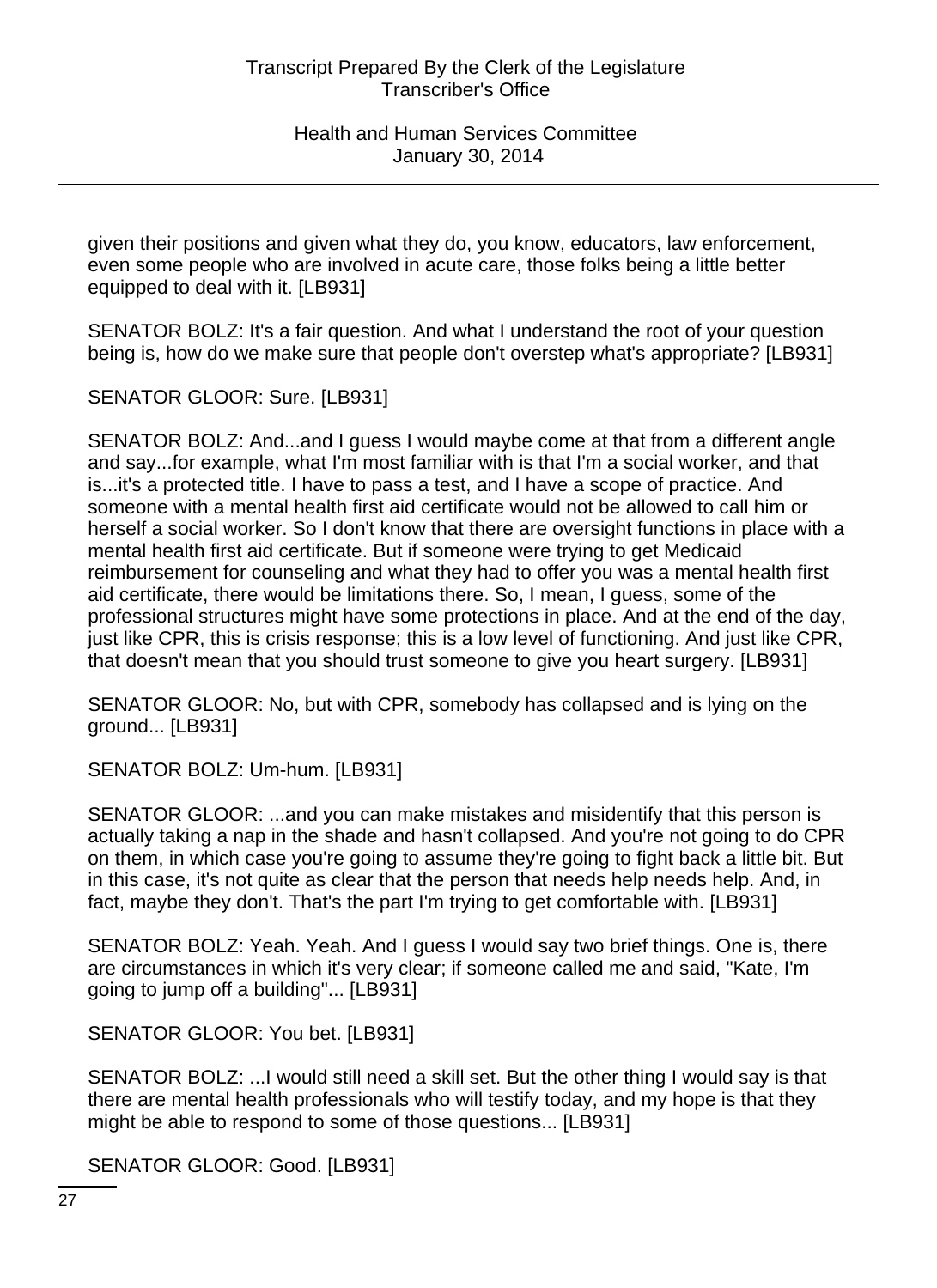given their positions and given what they do, you know, educators, law enforcement, even some people who are involved in acute care, those folks being a little better equipped to deal with it. [LB931]

SENATOR BOLZ: It's a fair question. And what I understand the root of your question being is, how do we make sure that people don't overstep what's appropriate? [LB931]

SENATOR GLOOR: Sure. [LB931]

SENATOR BOLZ: And...and I guess I would maybe come at that from a different angle and say...for example, what I'm most familiar with is that I'm a social worker, and that is...it's a protected title. I have to pass a test, and I have a scope of practice. And someone with a mental health first aid certificate would not be allowed to call him or herself a social worker. So I don't know that there are oversight functions in place with a mental health first aid certificate. But if someone were trying to get Medicaid reimbursement for counseling and what they had to offer you was a mental health first aid certificate, there would be limitations there. So, I mean, I guess, some of the professional structures might have some protections in place. And at the end of the day, just like CPR, this is crisis response; this is a low level of functioning. And just like CPR, that doesn't mean that you should trust someone to give you heart surgery. [LB931]

SENATOR GLOOR: No, but with CPR, somebody has collapsed and is lying on the ground... [LB931]

SENATOR BOLZ: Um-hum. [LB931]

SENATOR GLOOR: ...and you can make mistakes and misidentify that this person is actually taking a nap in the shade and hasn't collapsed. And you're not going to do CPR on them, in which case you're going to assume they're going to fight back a little bit. But in this case, it's not quite as clear that the person that needs help needs help. And, in fact, maybe they don't. That's the part I'm trying to get comfortable with. [LB931]

SENATOR BOLZ: Yeah. Yeah. And I guess I would say two brief things. One is, there are circumstances in which it's very clear; if someone called me and said, "Kate, I'm going to jump off a building"... [LB931]

SENATOR GLOOR: You bet. [LB931]

SENATOR BOLZ: ...I would still need a skill set. But the other thing I would say is that there are mental health professionals who will testify today, and my hope is that they might be able to respond to some of those questions... [LB931]

SENATOR GLOOR: Good. [LB931]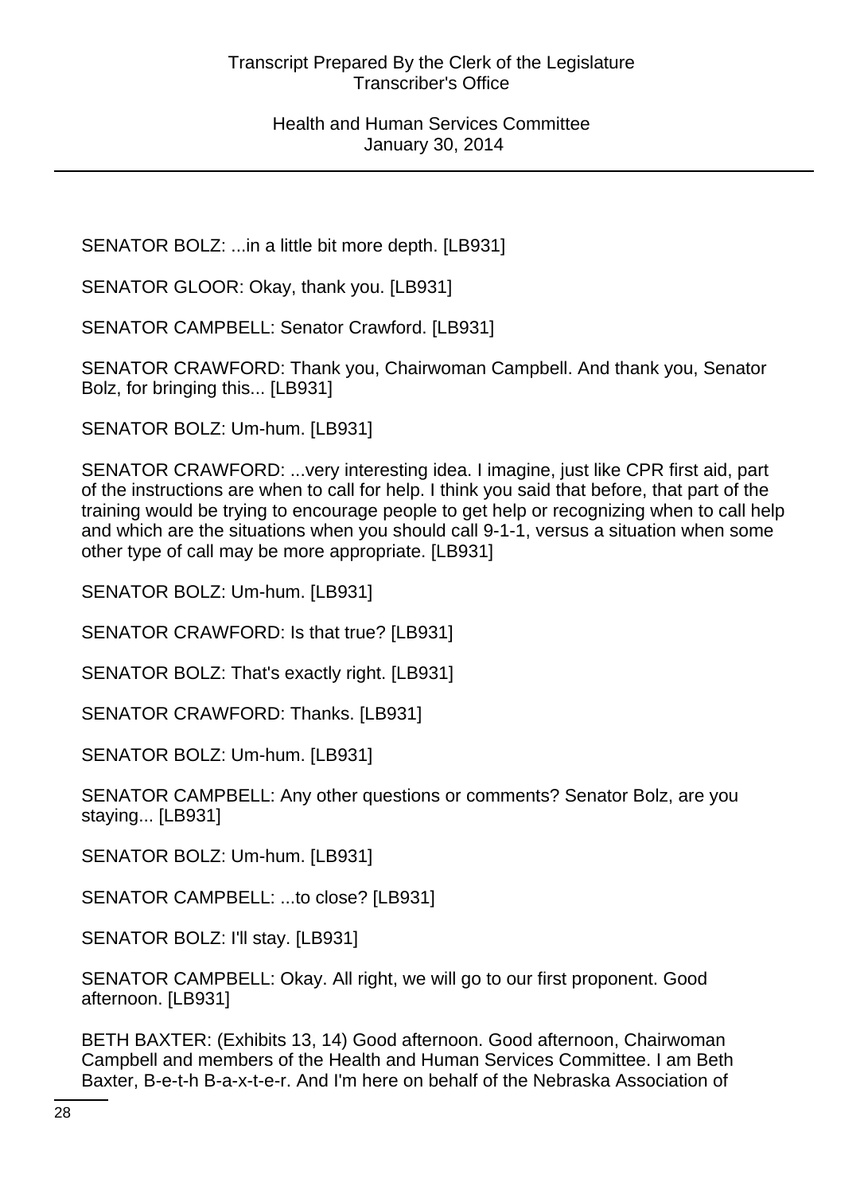SENATOR BOLZ: ...in a little bit more depth. [LB931]

SENATOR GLOOR: Okay, thank you. [LB931]

SENATOR CAMPBELL: Senator Crawford. [LB931]

SENATOR CRAWFORD: Thank you, Chairwoman Campbell. And thank you, Senator Bolz, for bringing this... [LB931]

SENATOR BOLZ: Um-hum. [LB931]

SENATOR CRAWFORD: ...very interesting idea. I imagine, just like CPR first aid, part of the instructions are when to call for help. I think you said that before, that part of the training would be trying to encourage people to get help or recognizing when to call help and which are the situations when you should call 9-1-1, versus a situation when some other type of call may be more appropriate. [LB931]

SENATOR BOLZ: Um-hum. [LB931]

SENATOR CRAWFORD: Is that true? [LB931]

SENATOR BOLZ: That's exactly right. [LB931]

SENATOR CRAWFORD: Thanks. [LB931]

SENATOR BOLZ: Um-hum. [LB931]

SENATOR CAMPBELL: Any other questions or comments? Senator Bolz, are you staying... [LB931]

SENATOR BOLZ: Um-hum. [LB931]

SENATOR CAMPBELL: ...to close? [LB931]

SENATOR BOLZ: I'll stay. [LB931]

SENATOR CAMPBELL: Okay. All right, we will go to our first proponent. Good afternoon. [LB931]

BETH BAXTER: (Exhibits 13, 14) Good afternoon. Good afternoon, Chairwoman Campbell and members of the Health and Human Services Committee. I am Beth Baxter, B-e-t-h B-a-x-t-e-r. And I'm here on behalf of the Nebraska Association of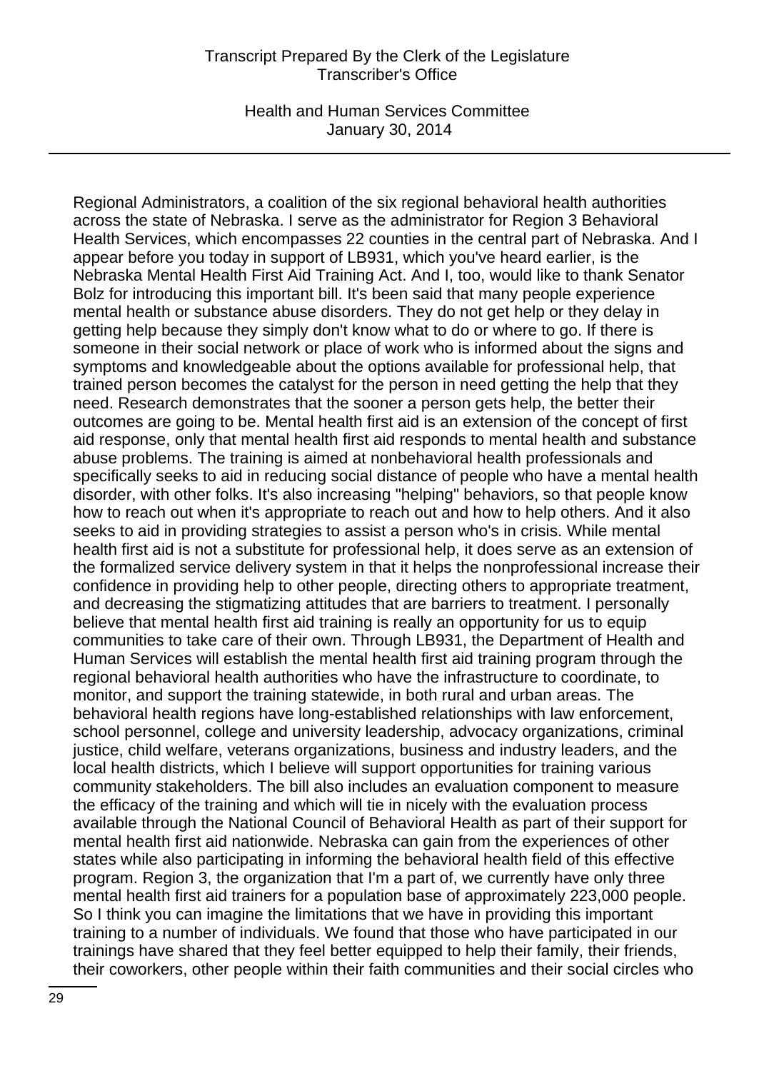Regional Administrators, a coalition of the six regional behavioral health authorities across the state of Nebraska. I serve as the administrator for Region 3 Behavioral Health Services, which encompasses 22 counties in the central part of Nebraska. And I appear before you today in support of LB931, which you've heard earlier, is the Nebraska Mental Health First Aid Training Act. And I, too, would like to thank Senator Bolz for introducing this important bill. It's been said that many people experience mental health or substance abuse disorders. They do not get help or they delay in getting help because they simply don't know what to do or where to go. If there is someone in their social network or place of work who is informed about the signs and symptoms and knowledgeable about the options available for professional help, that trained person becomes the catalyst for the person in need getting the help that they need. Research demonstrates that the sooner a person gets help, the better their outcomes are going to be. Mental health first aid is an extension of the concept of first aid response, only that mental health first aid responds to mental health and substance abuse problems. The training is aimed at nonbehavioral health professionals and specifically seeks to aid in reducing social distance of people who have a mental health disorder, with other folks. It's also increasing "helping" behaviors, so that people know how to reach out when it's appropriate to reach out and how to help others. And it also seeks to aid in providing strategies to assist a person who's in crisis. While mental health first aid is not a substitute for professional help, it does serve as an extension of the formalized service delivery system in that it helps the nonprofessional increase their confidence in providing help to other people, directing others to appropriate treatment, and decreasing the stigmatizing attitudes that are barriers to treatment. I personally believe that mental health first aid training is really an opportunity for us to equip communities to take care of their own. Through LB931, the Department of Health and Human Services will establish the mental health first aid training program through the regional behavioral health authorities who have the infrastructure to coordinate, to monitor, and support the training statewide, in both rural and urban areas. The behavioral health regions have long-established relationships with law enforcement, school personnel, college and university leadership, advocacy organizations, criminal justice, child welfare, veterans organizations, business and industry leaders, and the local health districts, which I believe will support opportunities for training various community stakeholders. The bill also includes an evaluation component to measure the efficacy of the training and which will tie in nicely with the evaluation process available through the National Council of Behavioral Health as part of their support for mental health first aid nationwide. Nebraska can gain from the experiences of other states while also participating in informing the behavioral health field of this effective program. Region 3, the organization that I'm a part of, we currently have only three mental health first aid trainers for a population base of approximately 223,000 people. So I think you can imagine the limitations that we have in providing this important training to a number of individuals. We found that those who have participated in our trainings have shared that they feel better equipped to help their family, their friends, their coworkers, other people within their faith communities and their social circles who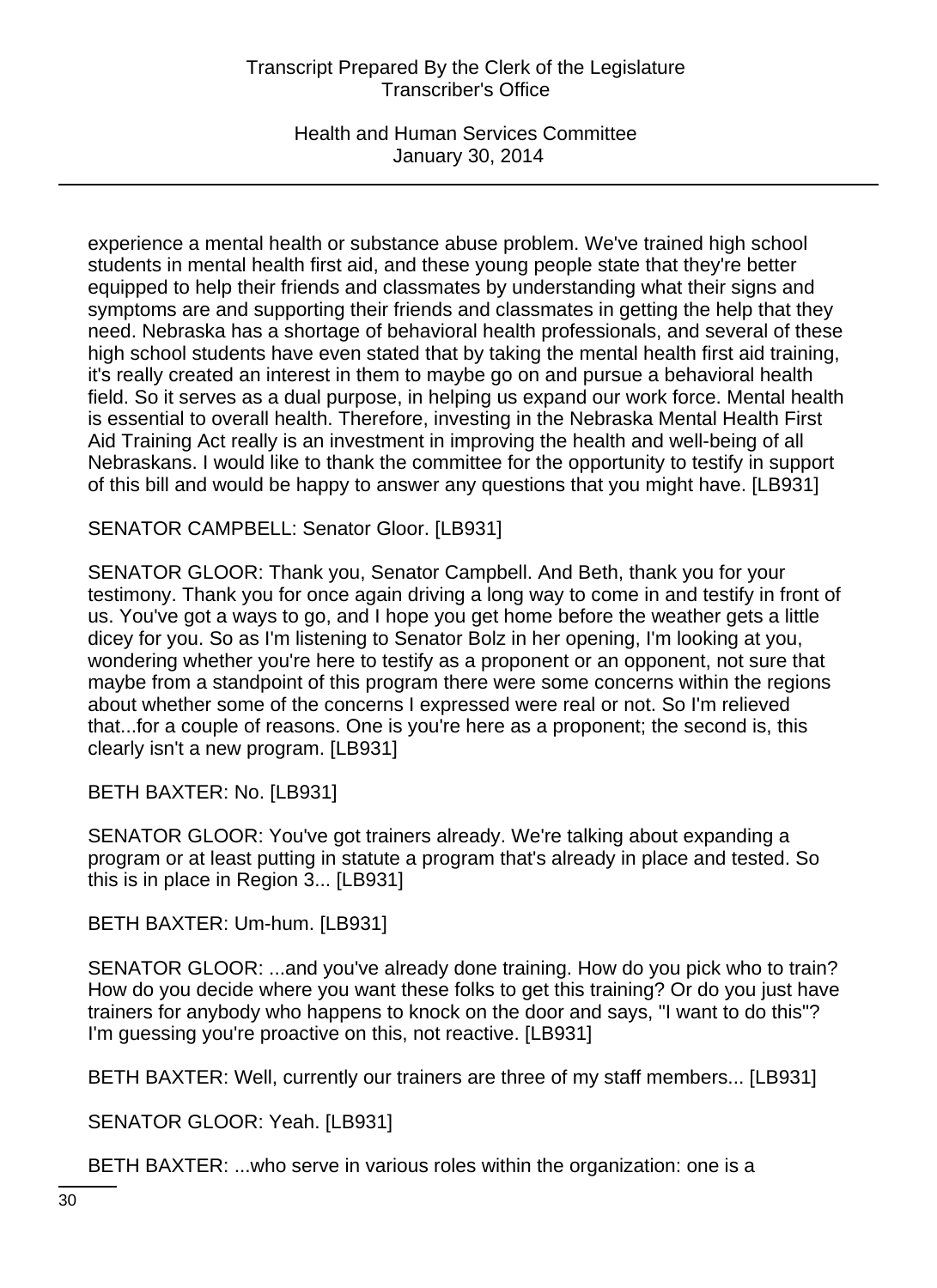experience a mental health or substance abuse problem. We've trained high school students in mental health first aid, and these young people state that they're better equipped to help their friends and classmates by understanding what their signs and symptoms are and supporting their friends and classmates in getting the help that they need. Nebraska has a shortage of behavioral health professionals, and several of these high school students have even stated that by taking the mental health first aid training, it's really created an interest in them to maybe go on and pursue a behavioral health field. So it serves as a dual purpose, in helping us expand our work force. Mental health is essential to overall health. Therefore, investing in the Nebraska Mental Health First Aid Training Act really is an investment in improving the health and well-being of all Nebraskans. I would like to thank the committee for the opportunity to testify in support of this bill and would be happy to answer any questions that you might have. [LB931]

SENATOR CAMPBELL: Senator Gloor. [LB931]

SENATOR GLOOR: Thank you, Senator Campbell. And Beth, thank you for your testimony. Thank you for once again driving a long way to come in and testify in front of us. You've got a ways to go, and I hope you get home before the weather gets a little dicey for you. So as I'm listening to Senator Bolz in her opening, I'm looking at you, wondering whether you're here to testify as a proponent or an opponent, not sure that maybe from a standpoint of this program there were some concerns within the regions about whether some of the concerns I expressed were real or not. So I'm relieved that...for a couple of reasons. One is you're here as a proponent; the second is, this clearly isn't a new program. [LB931]

BETH BAXTER: No. [LB931]

SENATOR GLOOR: You've got trainers already. We're talking about expanding a program or at least putting in statute a program that's already in place and tested. So this is in place in Region 3... [LB931]

BETH BAXTER: Um-hum. [LB931]

SENATOR GLOOR: ...and you've already done training. How do you pick who to train? How do you decide where you want these folks to get this training? Or do you just have trainers for anybody who happens to knock on the door and says, "I want to do this"? I'm guessing you're proactive on this, not reactive. [LB931]

BETH BAXTER: Well, currently our trainers are three of my staff members... [LB931]

SENATOR GLOOR: Yeah. [LB931]

BETH BAXTER: ...who serve in various roles within the organization: one is a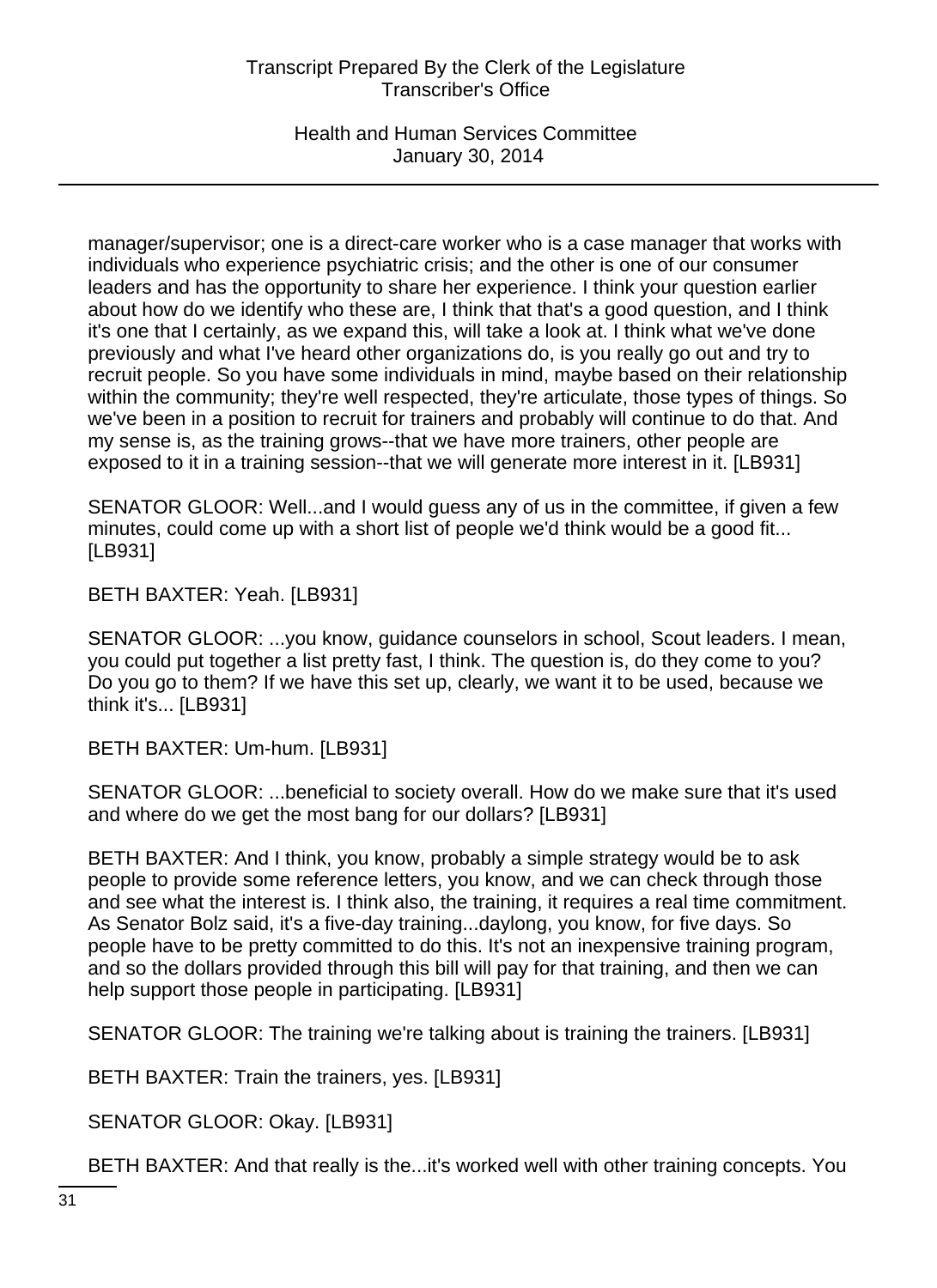manager/supervisor; one is a direct-care worker who is a case manager that works with individuals who experience psychiatric crisis; and the other is one of our consumer leaders and has the opportunity to share her experience. I think your question earlier about how do we identify who these are, I think that that's a good question, and I think it's one that I certainly, as we expand this, will take a look at. I think what we've done previously and what I've heard other organizations do, is you really go out and try to recruit people. So you have some individuals in mind, maybe based on their relationship within the community; they're well respected, they're articulate, those types of things. So we've been in a position to recruit for trainers and probably will continue to do that. And my sense is, as the training grows--that we have more trainers, other people are exposed to it in a training session--that we will generate more interest in it. [LB931]

SENATOR GLOOR: Well...and I would guess any of us in the committee, if given a few minutes, could come up with a short list of people we'd think would be a good fit... [LB931]

BETH BAXTER: Yeah. [LB931]

SENATOR GLOOR: ...you know, guidance counselors in school, Scout leaders. I mean, you could put together a list pretty fast, I think. The question is, do they come to you? Do you go to them? If we have this set up, clearly, we want it to be used, because we think it's... [LB931]

BETH BAXTER: Um-hum. [LB931]

SENATOR GLOOR: ...beneficial to society overall. How do we make sure that it's used and where do we get the most bang for our dollars? [LB931]

BETH BAXTER: And I think, you know, probably a simple strategy would be to ask people to provide some reference letters, you know, and we can check through those and see what the interest is. I think also, the training, it requires a real time commitment. As Senator Bolz said, it's a five-day training...daylong, you know, for five days. So people have to be pretty committed to do this. It's not an inexpensive training program, and so the dollars provided through this bill will pay for that training, and then we can help support those people in participating. [LB931]

SENATOR GLOOR: The training we're talking about is training the trainers. [LB931]

BETH BAXTER: Train the trainers, yes. [LB931]

SENATOR GLOOR: Okay. [LB931]

BETH BAXTER: And that really is the...it's worked well with other training concepts. You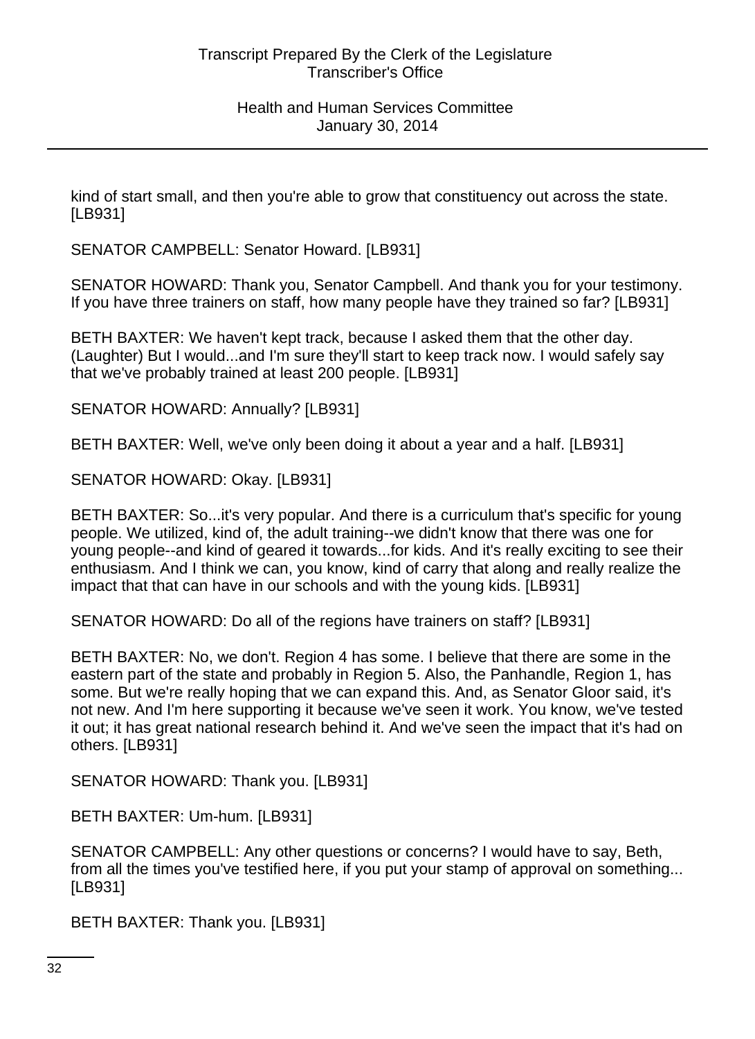kind of start small, and then you're able to grow that constituency out across the state. [LB931]

SENATOR CAMPBELL: Senator Howard. [LB931]

SENATOR HOWARD: Thank you, Senator Campbell. And thank you for your testimony. If you have three trainers on staff, how many people have they trained so far? [LB931]

BETH BAXTER: We haven't kept track, because I asked them that the other day. (Laughter) But I would...and I'm sure they'll start to keep track now. I would safely say that we've probably trained at least 200 people. [LB931]

SENATOR HOWARD: Annually? [LB931]

BETH BAXTER: Well, we've only been doing it about a year and a half. [LB931]

SENATOR HOWARD: Okay. [LB931]

BETH BAXTER: So...it's very popular. And there is a curriculum that's specific for young people. We utilized, kind of, the adult training--we didn't know that there was one for young people--and kind of geared it towards...for kids. And it's really exciting to see their enthusiasm. And I think we can, you know, kind of carry that along and really realize the impact that that can have in our schools and with the young kids. [LB931]

SENATOR HOWARD: Do all of the regions have trainers on staff? [LB931]

BETH BAXTER: No, we don't. Region 4 has some. I believe that there are some in the eastern part of the state and probably in Region 5. Also, the Panhandle, Region 1, has some. But we're really hoping that we can expand this. And, as Senator Gloor said, it's not new. And I'm here supporting it because we've seen it work. You know, we've tested it out; it has great national research behind it. And we've seen the impact that it's had on others. [LB931]

SENATOR HOWARD: Thank you. [LB931]

BETH BAXTER: Um-hum. [LB931]

SENATOR CAMPBELL: Any other questions or concerns? I would have to say, Beth, from all the times you've testified here, if you put your stamp of approval on something... [LB931]

BETH BAXTER: Thank you. [LB931]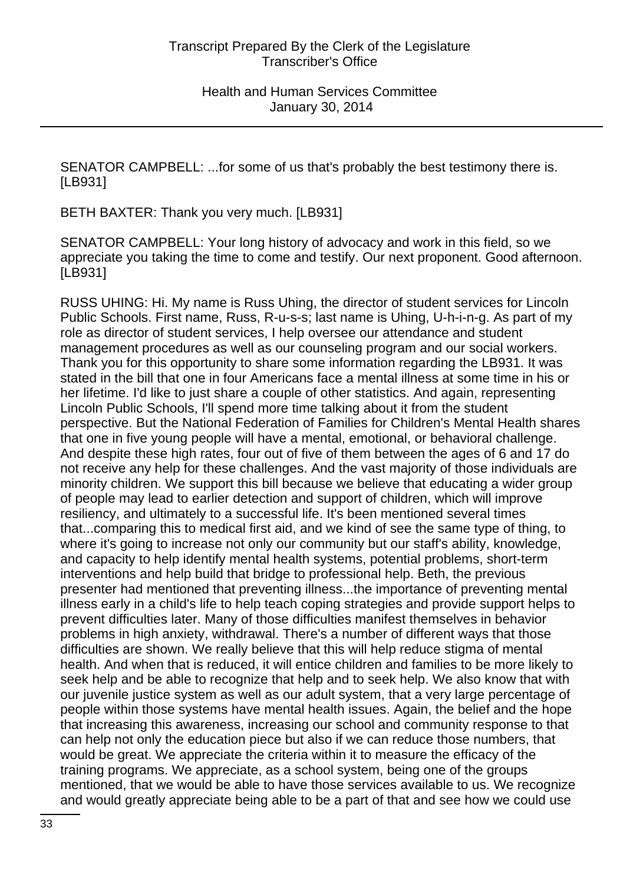SENATOR CAMPBELL: ...for some of us that's probably the best testimony there is. [LB931]

BETH BAXTER: Thank you very much. [LB931]

SENATOR CAMPBELL: Your long history of advocacy and work in this field, so we appreciate you taking the time to come and testify. Our next proponent. Good afternoon. [LB931]

RUSS UHING: Hi. My name is Russ Uhing, the director of student services for Lincoln Public Schools. First name, Russ, R-u-s-s; last name is Uhing, U-h-i-n-g. As part of my role as director of student services, I help oversee our attendance and student management procedures as well as our counseling program and our social workers. Thank you for this opportunity to share some information regarding the LB931. It was stated in the bill that one in four Americans face a mental illness at some time in his or her lifetime. I'd like to just share a couple of other statistics. And again, representing Lincoln Public Schools, I'll spend more time talking about it from the student perspective. But the National Federation of Families for Children's Mental Health shares that one in five young people will have a mental, emotional, or behavioral challenge. And despite these high rates, four out of five of them between the ages of 6 and 17 do not receive any help for these challenges. And the vast majority of those individuals are minority children. We support this bill because we believe that educating a wider group of people may lead to earlier detection and support of children, which will improve resiliency, and ultimately to a successful life. It's been mentioned several times that...comparing this to medical first aid, and we kind of see the same type of thing, to where it's going to increase not only our community but our staff's ability, knowledge, and capacity to help identify mental health systems, potential problems, short-term interventions and help build that bridge to professional help. Beth, the previous presenter had mentioned that preventing illness...the importance of preventing mental illness early in a child's life to help teach coping strategies and provide support helps to prevent difficulties later. Many of those difficulties manifest themselves in behavior problems in high anxiety, withdrawal. There's a number of different ways that those difficulties are shown. We really believe that this will help reduce stigma of mental health. And when that is reduced, it will entice children and families to be more likely to seek help and be able to recognize that help and to seek help. We also know that with our juvenile justice system as well as our adult system, that a very large percentage of people within those systems have mental health issues. Again, the belief and the hope that increasing this awareness, increasing our school and community response to that can help not only the education piece but also if we can reduce those numbers, that would be great. We appreciate the criteria within it to measure the efficacy of the training programs. We appreciate, as a school system, being one of the groups mentioned, that we would be able to have those services available to us. We recognize and would greatly appreciate being able to be a part of that and see how we could use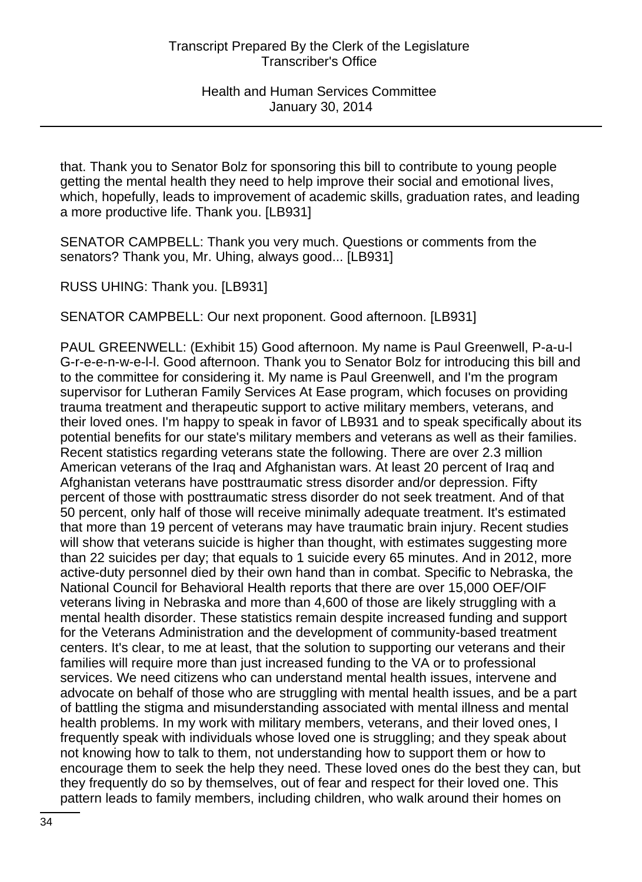that. Thank you to Senator Bolz for sponsoring this bill to contribute to young people getting the mental health they need to help improve their social and emotional lives, which, hopefully, leads to improvement of academic skills, graduation rates, and leading a more productive life. Thank you. [LB931]

SENATOR CAMPBELL: Thank you very much. Questions or comments from the senators? Thank you, Mr. Uhing, always good... [LB931]

RUSS UHING: Thank you. [LB931]

SENATOR CAMPBELL: Our next proponent. Good afternoon. [LB931]

PAUL GREENWELL: (Exhibit 15) Good afternoon. My name is Paul Greenwell, P-a-u-l G-r-e-e-n-w-e-l-l. Good afternoon. Thank you to Senator Bolz for introducing this bill and to the committee for considering it. My name is Paul Greenwell, and I'm the program supervisor for Lutheran Family Services At Ease program, which focuses on providing trauma treatment and therapeutic support to active military members, veterans, and their loved ones. I'm happy to speak in favor of LB931 and to speak specifically about its potential benefits for our state's military members and veterans as well as their families. Recent statistics regarding veterans state the following. There are over 2.3 million American veterans of the Iraq and Afghanistan wars. At least 20 percent of Iraq and Afghanistan veterans have posttraumatic stress disorder and/or depression. Fifty percent of those with posttraumatic stress disorder do not seek treatment. And of that 50 percent, only half of those will receive minimally adequate treatment. It's estimated that more than 19 percent of veterans may have traumatic brain injury. Recent studies will show that veterans suicide is higher than thought, with estimates suggesting more than 22 suicides per day; that equals to 1 suicide every 65 minutes. And in 2012, more active-duty personnel died by their own hand than in combat. Specific to Nebraska, the National Council for Behavioral Health reports that there are over 15,000 OEF/OIF veterans living in Nebraska and more than 4,600 of those are likely struggling with a mental health disorder. These statistics remain despite increased funding and support for the Veterans Administration and the development of community-based treatment centers. It's clear, to me at least, that the solution to supporting our veterans and their families will require more than just increased funding to the VA or to professional services. We need citizens who can understand mental health issues, intervene and advocate on behalf of those who are struggling with mental health issues, and be a part of battling the stigma and misunderstanding associated with mental illness and mental health problems. In my work with military members, veterans, and their loved ones, I frequently speak with individuals whose loved one is struggling; and they speak about not knowing how to talk to them, not understanding how to support them or how to encourage them to seek the help they need. These loved ones do the best they can, but they frequently do so by themselves, out of fear and respect for their loved one. This pattern leads to family members, including children, who walk around their homes on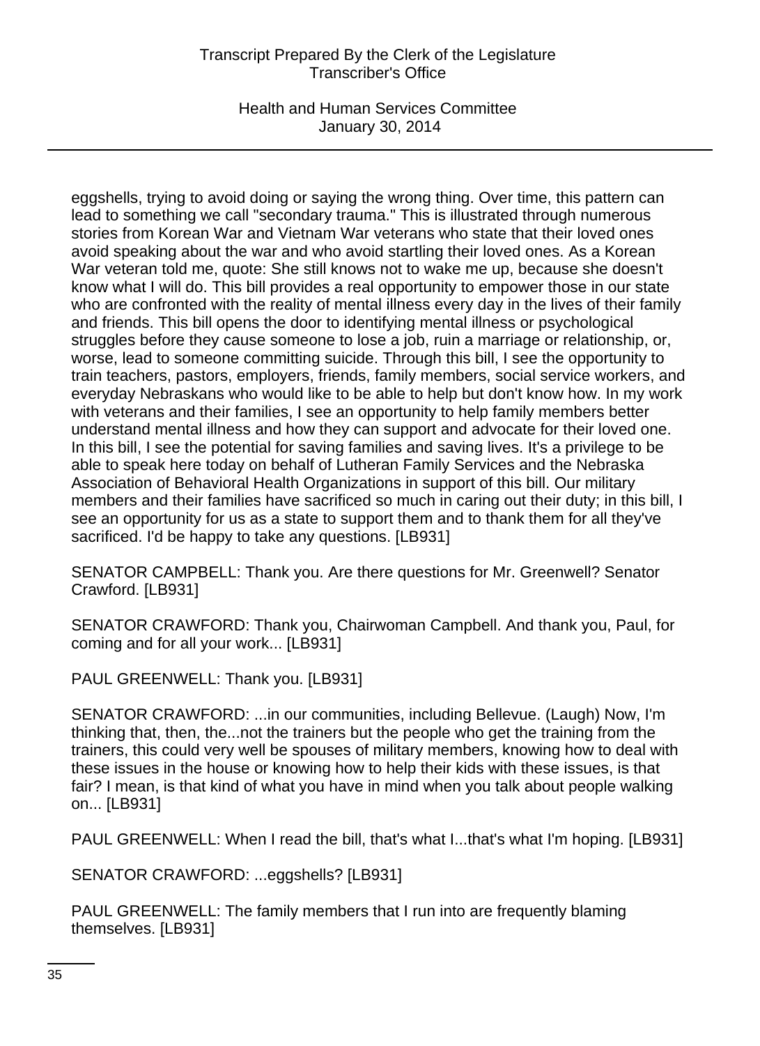eggshells, trying to avoid doing or saying the wrong thing. Over time, this pattern can lead to something we call "secondary trauma." This is illustrated through numerous stories from Korean War and Vietnam War veterans who state that their loved ones avoid speaking about the war and who avoid startling their loved ones. As a Korean War veteran told me, quote: She still knows not to wake me up, because she doesn't know what I will do. This bill provides a real opportunity to empower those in our state who are confronted with the reality of mental illness every day in the lives of their family and friends. This bill opens the door to identifying mental illness or psychological struggles before they cause someone to lose a job, ruin a marriage or relationship, or, worse, lead to someone committing suicide. Through this bill, I see the opportunity to train teachers, pastors, employers, friends, family members, social service workers, and everyday Nebraskans who would like to be able to help but don't know how. In my work with veterans and their families, I see an opportunity to help family members better understand mental illness and how they can support and advocate for their loved one. In this bill, I see the potential for saving families and saving lives. It's a privilege to be able to speak here today on behalf of Lutheran Family Services and the Nebraska Association of Behavioral Health Organizations in support of this bill. Our military members and their families have sacrificed so much in caring out their duty; in this bill, I see an opportunity for us as a state to support them and to thank them for all they've sacrificed. I'd be happy to take any questions. [LB931]

SENATOR CAMPBELL: Thank you. Are there questions for Mr. Greenwell? Senator Crawford. [LB931]

SENATOR CRAWFORD: Thank you, Chairwoman Campbell. And thank you, Paul, for coming and for all your work... [LB931]

PAUL GREENWELL: Thank you. [LB931]

SENATOR CRAWFORD: ...in our communities, including Bellevue. (Laugh) Now, I'm thinking that, then, the...not the trainers but the people who get the training from the trainers, this could very well be spouses of military members, knowing how to deal with these issues in the house or knowing how to help their kids with these issues, is that fair? I mean, is that kind of what you have in mind when you talk about people walking on... [LB931]

PAUL GREENWELL: When I read the bill, that's what I...that's what I'm hoping. [LB931]

SENATOR CRAWFORD: ...eggshells? [LB931]

PAUL GREENWELL: The family members that I run into are frequently blaming themselves. [LB931]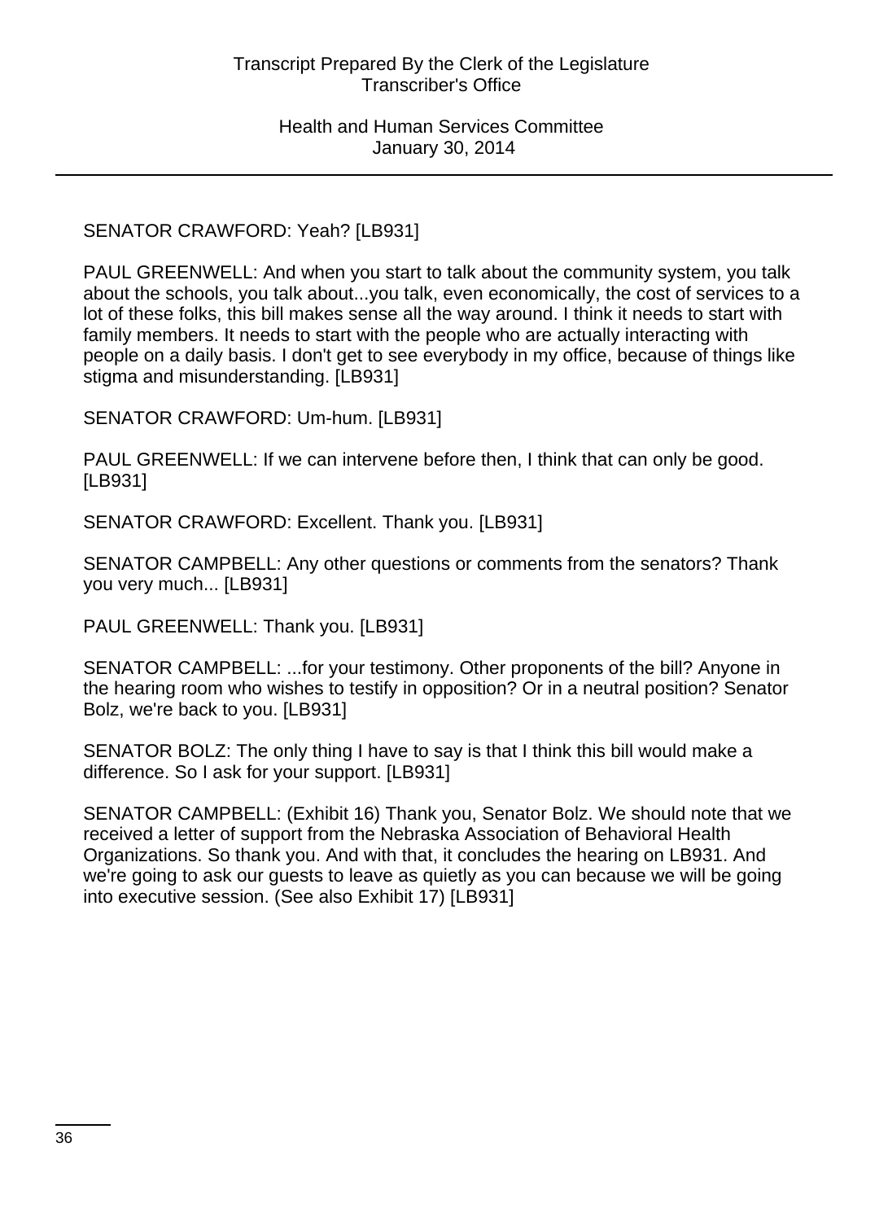SENATOR CRAWFORD: Yeah? [LB931]

PAUL GREENWELL: And when you start to talk about the community system, you talk about the schools, you talk about...you talk, even economically, the cost of services to a lot of these folks, this bill makes sense all the way around. I think it needs to start with family members. It needs to start with the people who are actually interacting with people on a daily basis. I don't get to see everybody in my office, because of things like stigma and misunderstanding. [LB931]

SENATOR CRAWFORD: Um-hum. [LB931]

PAUL GREENWELL: If we can intervene before then, I think that can only be good. [LB931]

SENATOR CRAWFORD: Excellent. Thank you. [LB931]

SENATOR CAMPBELL: Any other questions or comments from the senators? Thank you very much... [LB931]

PAUL GREENWELL: Thank you. [LB931]

SENATOR CAMPBELL: ...for your testimony. Other proponents of the bill? Anyone in the hearing room who wishes to testify in opposition? Or in a neutral position? Senator Bolz, we're back to you. [LB931]

SENATOR BOLZ: The only thing I have to say is that I think this bill would make a difference. So I ask for your support. [LB931]

SENATOR CAMPBELL: (Exhibit 16) Thank you, Senator Bolz. We should note that we received a letter of support from the Nebraska Association of Behavioral Health Organizations. So thank you. And with that, it concludes the hearing on LB931. And we're going to ask our guests to leave as quietly as you can because we will be going into executive session. (See also Exhibit 17) [LB931]